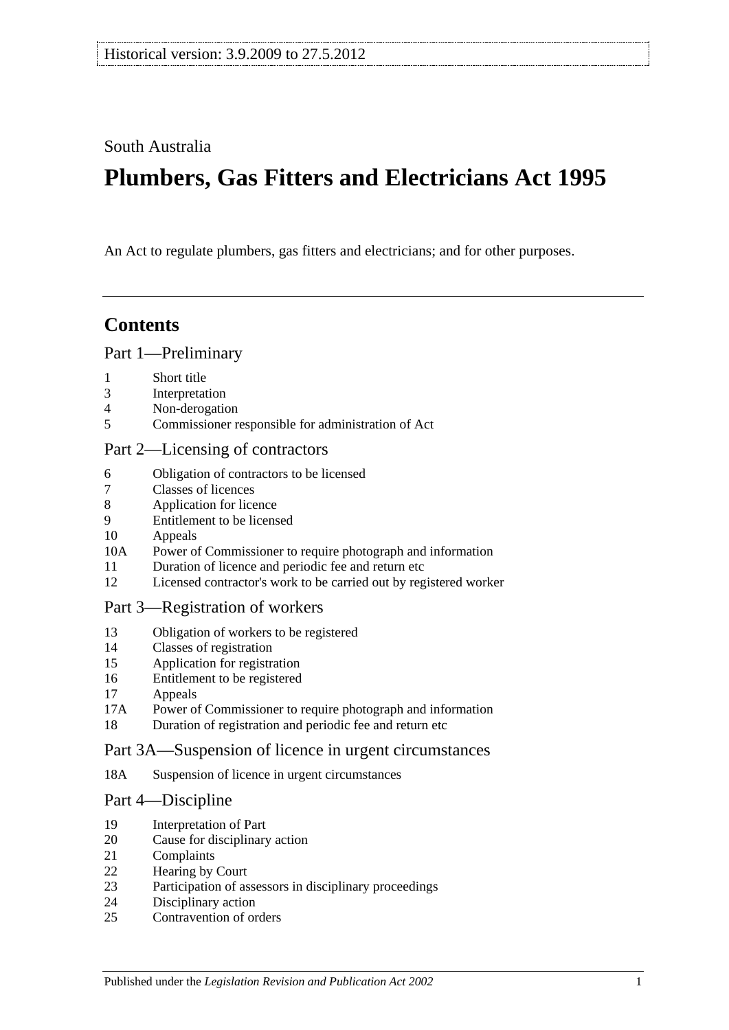Historical version: 3.9.2009 to 27.5.2012

South Australia

# Plumbers, Gas Fitters and Electricians Act 1995

An Act to regulate plumbers, gas fitters and electricians; and for other purposes.

## Contents

### Part 1—Preliminary

1 Short title
3 Interpretation
4 Non-derogation
5 Commissioner responsible for administration of Act

### Part 2—Licensing of contractors

6 Obligation of contractors to be licensed
7 Classes of licences
8 Application for licence
9 Entitlement to be licensed
10 Appeals
10A Power of Commissioner to require photograph and information
11 Duration of licence and periodic fee and return etc
12 Licensed contractor's work to be carried out by registered worker

### Part 3—Registration of workers

13 Obligation of workers to be registered
14 Classes of registration
15 Application for registration
16 Entitlement to be registered
17 Appeals
17A Power of Commissioner to require photograph and information
18 Duration of registration and periodic fee and return etc

### Part 3A—Suspension of licence in urgent circumstances

18A Suspension of licence in urgent circumstances

### Part 4—Discipline

19 Interpretation of Part
20 Cause for disciplinary action
21 Complaints
22 Hearing by Court
23 Participation of assessors in disciplinary proceedings
24 Disciplinary action
25 Contravention of orders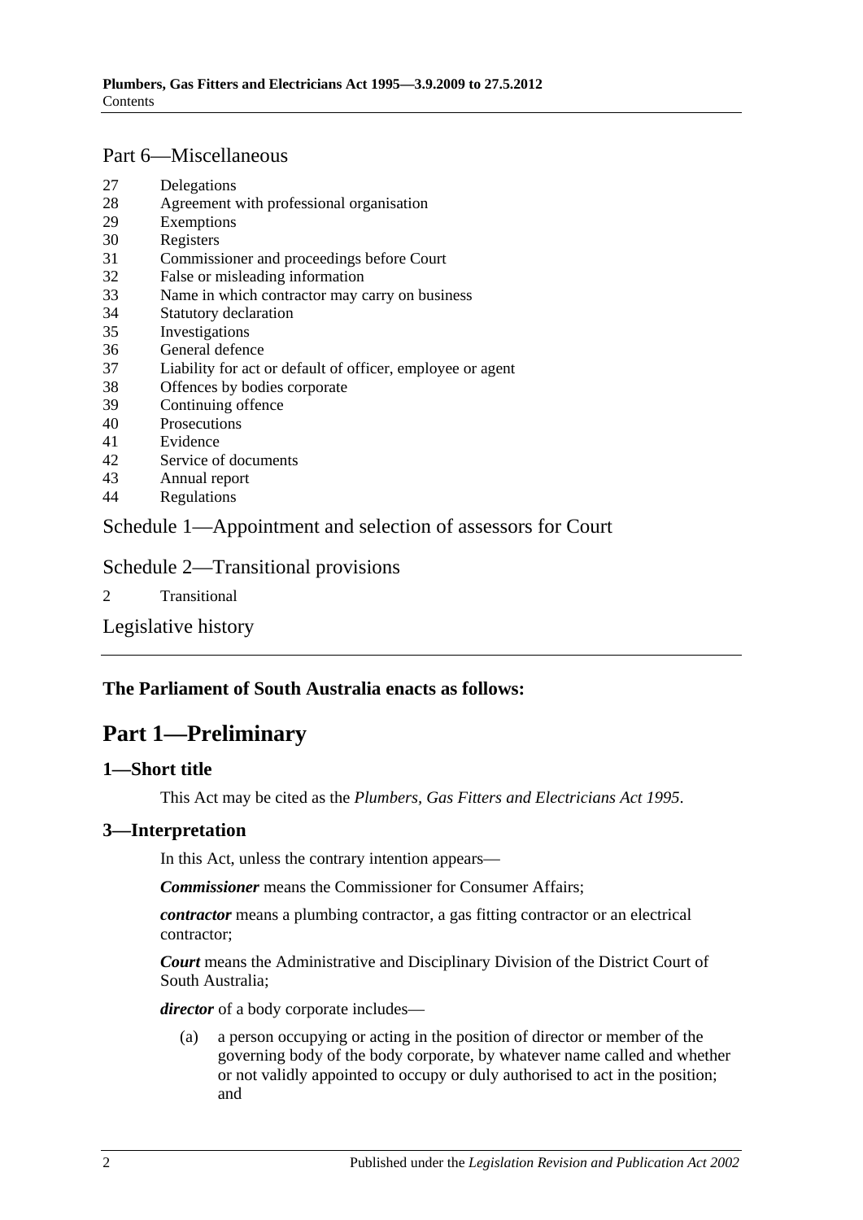## Part 6—Miscellaneous

27 Delegations
28 Agreement with professional organisation
29 Exemptions
30 Registers
31 Commissioner and proceedings before Court
32 False or misleading information
33 Name in which contractor may carry on business
34 Statutory declaration
35 Investigations
36 General defence
37 Liability for act or default of officer, employee or agent
38 Offences by bodies corporate
39 Continuing offence
40 Prosecutions
41 Evidence
42 Service of documents
43 Annual report
44 Regulations

## Schedule 1—Appointment and selection of assessors for Court

## Schedule 2—Transitional provisions

2 Transitional

## Legislative history

---

**The Parliament of South Australia enacts as follows:**

# Part 1—Preliminary

### 1—Short title

This Act may be cited as the *Plumbers, Gas Fitters and Electricians Act 1995*.

### 3—Interpretation

In this Act, unless the contrary intention appears—

***Commissioner*** means the Commissioner for Consumer Affairs;

***contractor*** means a plumbing contractor, a gas fitting contractor or an electrical contractor;

***Court*** means the Administrative and Disciplinary Division of the District Court of South Australia;

***director*** of a body corporate includes—

(a) a person occupying or acting in the position of director or member of the governing body of the body corporate, by whatever name called and whether or not validly appointed to occupy or duly authorised to act in the position; and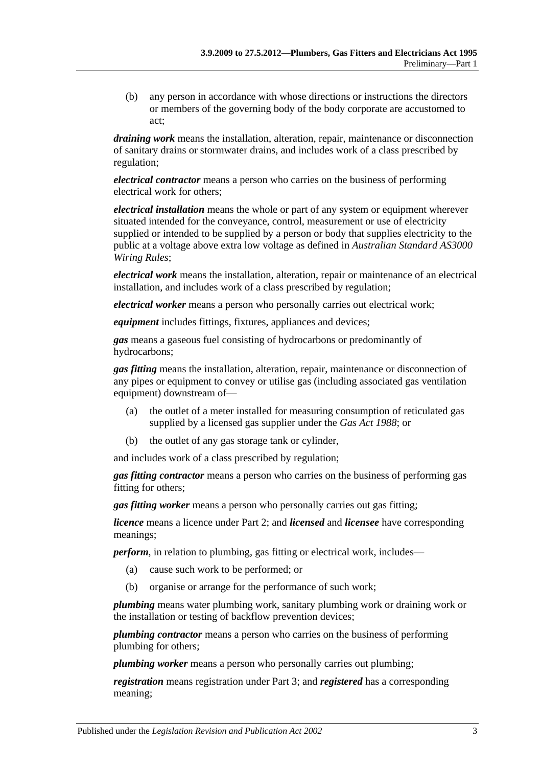(b) any person in accordance with whose directions or instructions the directors or members of the governing body of the body corporate are accustomed to act;

***draining work*** means the installation, alteration, repair, maintenance or disconnection of sanitary drains or stormwater drains, and includes work of a class prescribed by regulation;

***electrical contractor*** means a person who carries on the business of performing electrical work for others;

***electrical installation*** means the whole or part of any system or equipment wherever situated intended for the conveyance, control, measurement or use of electricity supplied or intended to be supplied by a person or body that supplies electricity to the public at a voltage above extra low voltage as defined in *Australian Standard AS3000 Wiring Rules*;

***electrical work*** means the installation, alteration, repair or maintenance of an electrical installation, and includes work of a class prescribed by regulation;

***electrical worker*** means a person who personally carries out electrical work;

***equipment*** includes fittings, fixtures, appliances and devices;

***gas*** means a gaseous fuel consisting of hydrocarbons or predominantly of hydrocarbons;

***gas fitting*** means the installation, alteration, repair, maintenance or disconnection of any pipes or equipment to convey or utilise gas (including associated gas ventilation equipment) downstream of—

(a) the outlet of a meter installed for measuring consumption of reticulated gas supplied by a licensed gas supplier under the *Gas Act 1988*; or

(b) the outlet of any gas storage tank or cylinder,

and includes work of a class prescribed by regulation;

***gas fitting contractor*** means a person who carries on the business of performing gas fitting for others;

***gas fitting worker*** means a person who personally carries out gas fitting;

***licence*** means a licence under Part 2; and ***licensed*** and ***licensee*** have corresponding meanings;

***perform***, in relation to plumbing, gas fitting or electrical work, includes—

(a) cause such work to be performed; or

(b) organise or arrange for the performance of such work;

***plumbing*** means water plumbing work, sanitary plumbing work or draining work or the installation or testing of backflow prevention devices;

***plumbing contractor*** means a person who carries on the business of performing plumbing for others;

***plumbing worker*** means a person who personally carries out plumbing;

***registration*** means registration under Part 3; and ***registered*** has a corresponding meaning;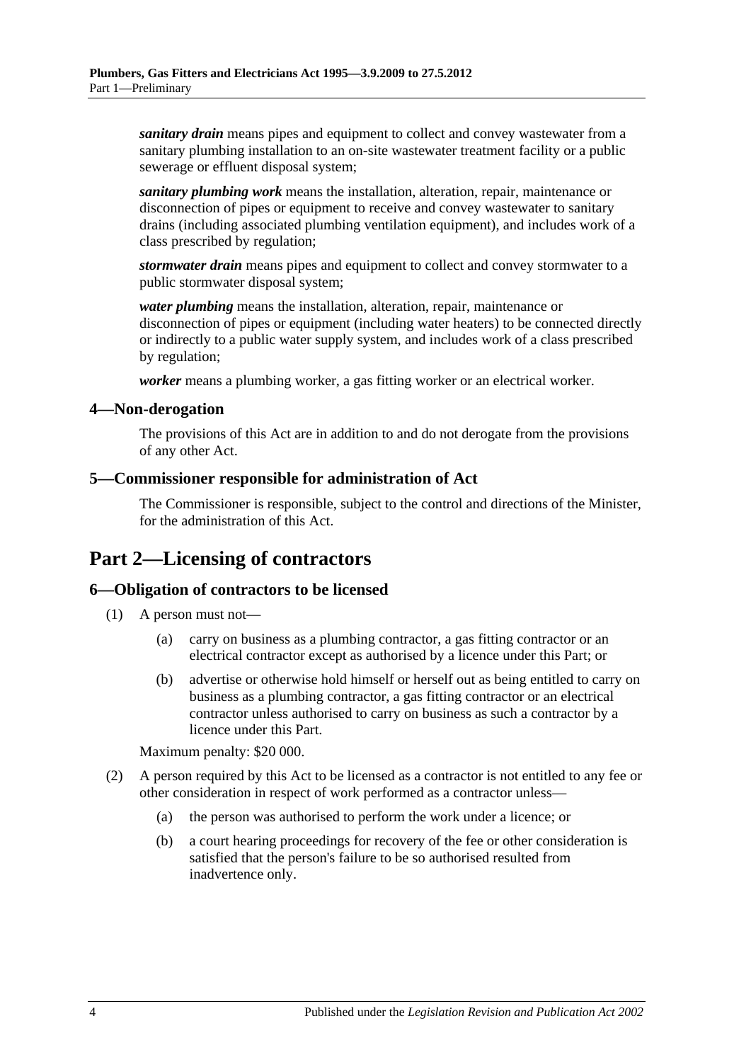***sanitary drain*** means pipes and equipment to collect and convey wastewater from a sanitary plumbing installation to an on-site wastewater treatment facility or a public sewerage or effluent disposal system;

***sanitary plumbing work*** means the installation, alteration, repair, maintenance or disconnection of pipes or equipment to receive and convey wastewater to sanitary drains (including associated plumbing ventilation equipment), and includes work of a class prescribed by regulation;

***stormwater drain*** means pipes and equipment to collect and convey stormwater to a public stormwater disposal system;

***water plumbing*** means the installation, alteration, repair, maintenance or disconnection of pipes or equipment (including water heaters) to be connected directly or indirectly to a public water supply system, and includes work of a class prescribed by regulation;

***worker*** means a plumbing worker, a gas fitting worker or an electrical worker.

### 4—Non-derogation

The provisions of this Act are in addition to and do not derogate from the provisions of any other Act.

### 5—Commissioner responsible for administration of Act

The Commissioner is responsible, subject to the control and directions of the Minister, for the administration of this Act.

## Part 2—Licensing of contractors

### 6—Obligation of contractors to be licensed

(1) A person must not—

(a) carry on business as a plumbing contractor, a gas fitting contractor or an electrical contractor except as authorised by a licence under this Part; or

(b) advertise or otherwise hold himself or herself out as being entitled to carry on business as a plumbing contractor, a gas fitting contractor or an electrical contractor unless authorised to carry on business as such a contractor by a licence under this Part.

Maximum penalty: $20 000.

(2) A person required by this Act to be licensed as a contractor is not entitled to any fee or other consideration in respect of work performed as a contractor unless—

(a) the person was authorised to perform the work under a licence; or

(b) a court hearing proceedings for recovery of the fee or other consideration is satisfied that the person's failure to be so authorised resulted from inadvertence only.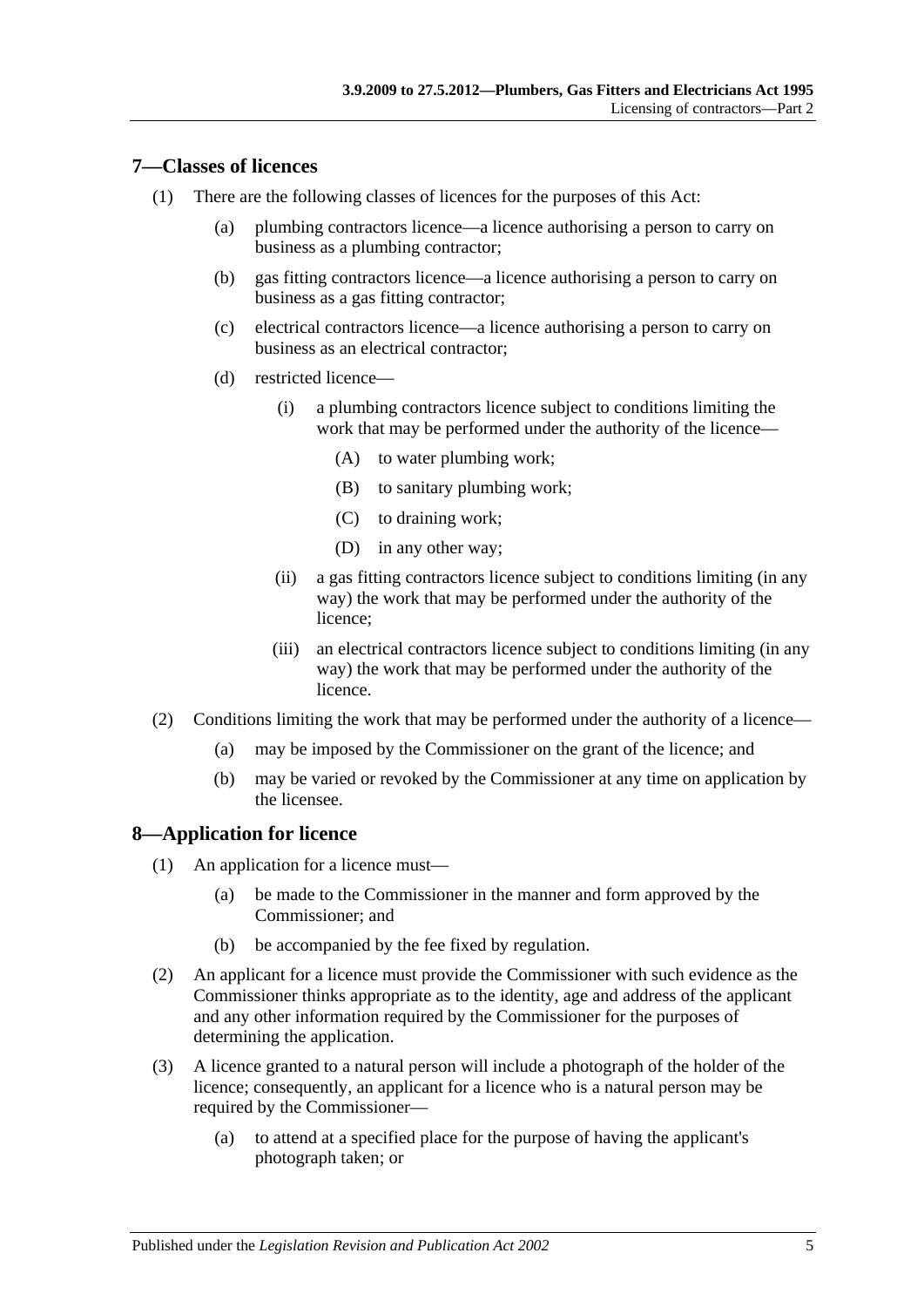## 7—Classes of licences

(1) There are the following classes of licences for the purposes of this Act:

(a) plumbing contractors licence—a licence authorising a person to carry on business as a plumbing contractor;

(b) gas fitting contractors licence—a licence authorising a person to carry on business as a gas fitting contractor;

(c) electrical contractors licence—a licence authorising a person to carry on business as an electrical contractor;

(d) restricted licence—

(i) a plumbing contractors licence subject to conditions limiting the work that may be performed under the authority of the licence—

(A) to water plumbing work;

(B) to sanitary plumbing work;

(C) to draining work;

(D) in any other way;

(ii) a gas fitting contractors licence subject to conditions limiting (in any way) the work that may be performed under the authority of the licence;

(iii) an electrical contractors licence subject to conditions limiting (in any way) the work that may be performed under the authority of the licence.

(2) Conditions limiting the work that may be performed under the authority of a licence—

(a) may be imposed by the Commissioner on the grant of the licence; and

(b) may be varied or revoked by the Commissioner at any time on application by the licensee.

## 8—Application for licence

(1) An application for a licence must—

(a) be made to the Commissioner in the manner and form approved by the Commissioner; and

(b) be accompanied by the fee fixed by regulation.

(2) An applicant for a licence must provide the Commissioner with such evidence as the Commissioner thinks appropriate as to the identity, age and address of the applicant and any other information required by the Commissioner for the purposes of determining the application.

(3) A licence granted to a natural person will include a photograph of the holder of the licence; consequently, an applicant for a licence who is a natural person may be required by the Commissioner—

(a) to attend at a specified place for the purpose of having the applicant's photograph taken; or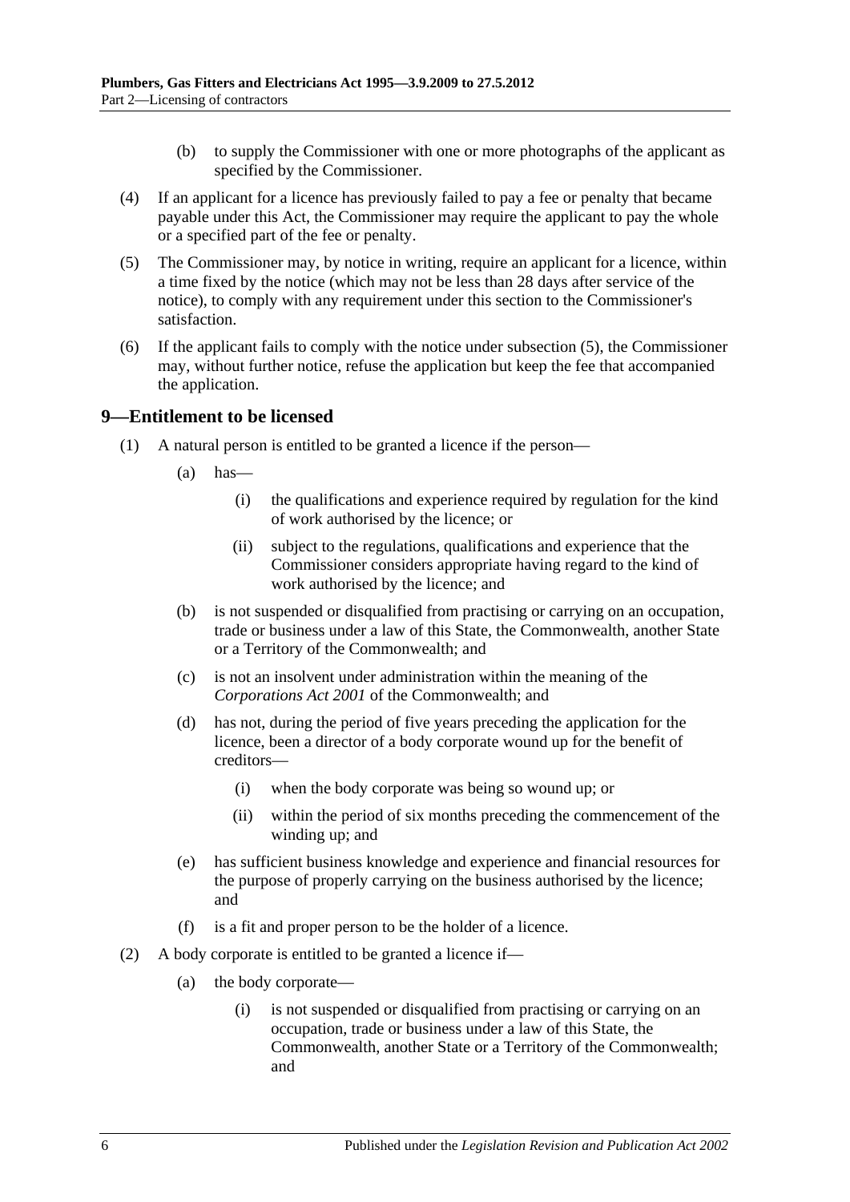(b) to supply the Commissioner with one or more photographs of the applicant as specified by the Commissioner.

(4) If an applicant for a licence has previously failed to pay a fee or penalty that became payable under this Act, the Commissioner may require the applicant to pay the whole or a specified part of the fee or penalty.

(5) The Commissioner may, by notice in writing, require an applicant for a licence, within a time fixed by the notice (which may not be less than 28 days after service of the notice), to comply with any requirement under this section to the Commissioner's satisfaction.

(6) If the applicant fails to comply with the notice under subsection (5), the Commissioner may, without further notice, refuse the application but keep the fee that accompanied the application.

## 9—Entitlement to be licensed

(1) A natural person is entitled to be granted a licence if the person—

(a) has—

(i) the qualifications and experience required by regulation for the kind of work authorised by the licence; or

(ii) subject to the regulations, qualifications and experience that the Commissioner considers appropriate having regard to the kind of work authorised by the licence; and

(b) is not suspended or disqualified from practising or carrying on an occupation, trade or business under a law of this State, the Commonwealth, another State or a Territory of the Commonwealth; and

(c) is not an insolvent under administration within the meaning of the *Corporations Act 2001* of the Commonwealth; and

(d) has not, during the period of five years preceding the application for the licence, been a director of a body corporate wound up for the benefit of creditors—

(i) when the body corporate was being so wound up; or

(ii) within the period of six months preceding the commencement of the winding up; and

(e) has sufficient business knowledge and experience and financial resources for the purpose of properly carrying on the business authorised by the licence; and

(f) is a fit and proper person to be the holder of a licence.

(2) A body corporate is entitled to be granted a licence if—

(a) the body corporate—

(i) is not suspended or disqualified from practising or carrying on an occupation, trade or business under a law of this State, the Commonwealth, another State or a Territory of the Commonwealth; and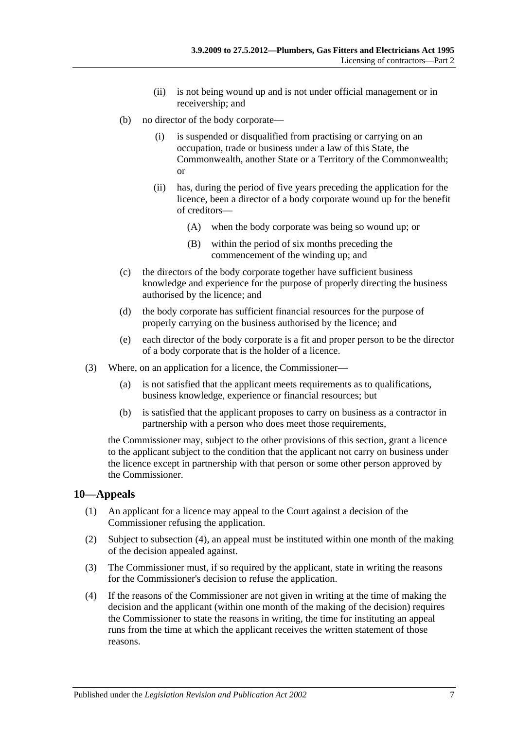(ii) is not being wound up and is not under official management or in receivership; and

(b) no director of the body corporate—

(i) is suspended or disqualified from practising or carrying on an occupation, trade or business under a law of this State, the Commonwealth, another State or a Territory of the Commonwealth; or

(ii) has, during the period of five years preceding the application for the licence, been a director of a body corporate wound up for the benefit of creditors—

(A) when the body corporate was being so wound up; or

(B) within the period of six months preceding the commencement of the winding up; and

(c) the directors of the body corporate together have sufficient business knowledge and experience for the purpose of properly directing the business authorised by the licence; and

(d) the body corporate has sufficient financial resources for the purpose of properly carrying on the business authorised by the licence; and

(e) each director of the body corporate is a fit and proper person to be the director of a body corporate that is the holder of a licence.

(3) Where, on an application for a licence, the Commissioner—

(a) is not satisfied that the applicant meets requirements as to qualifications, business knowledge, experience or financial resources; but

(b) is satisfied that the applicant proposes to carry on business as a contractor in partnership with a person who does meet those requirements,

the Commissioner may, subject to the other provisions of this section, grant a licence to the applicant subject to the condition that the applicant not carry on business under the licence except in partnership with that person or some other person approved by the Commissioner.

## 10—Appeals

(1) An applicant for a licence may appeal to the Court against a decision of the Commissioner refusing the application.

(2) Subject to subsection (4), an appeal must be instituted within one month of the making of the decision appealed against.

(3) The Commissioner must, if so required by the applicant, state in writing the reasons for the Commissioner's decision to refuse the application.

(4) If the reasons of the Commissioner are not given in writing at the time of making the decision and the applicant (within one month of the making of the decision) requires the Commissioner to state the reasons in writing, the time for instituting an appeal runs from the time at which the applicant receives the written statement of those reasons.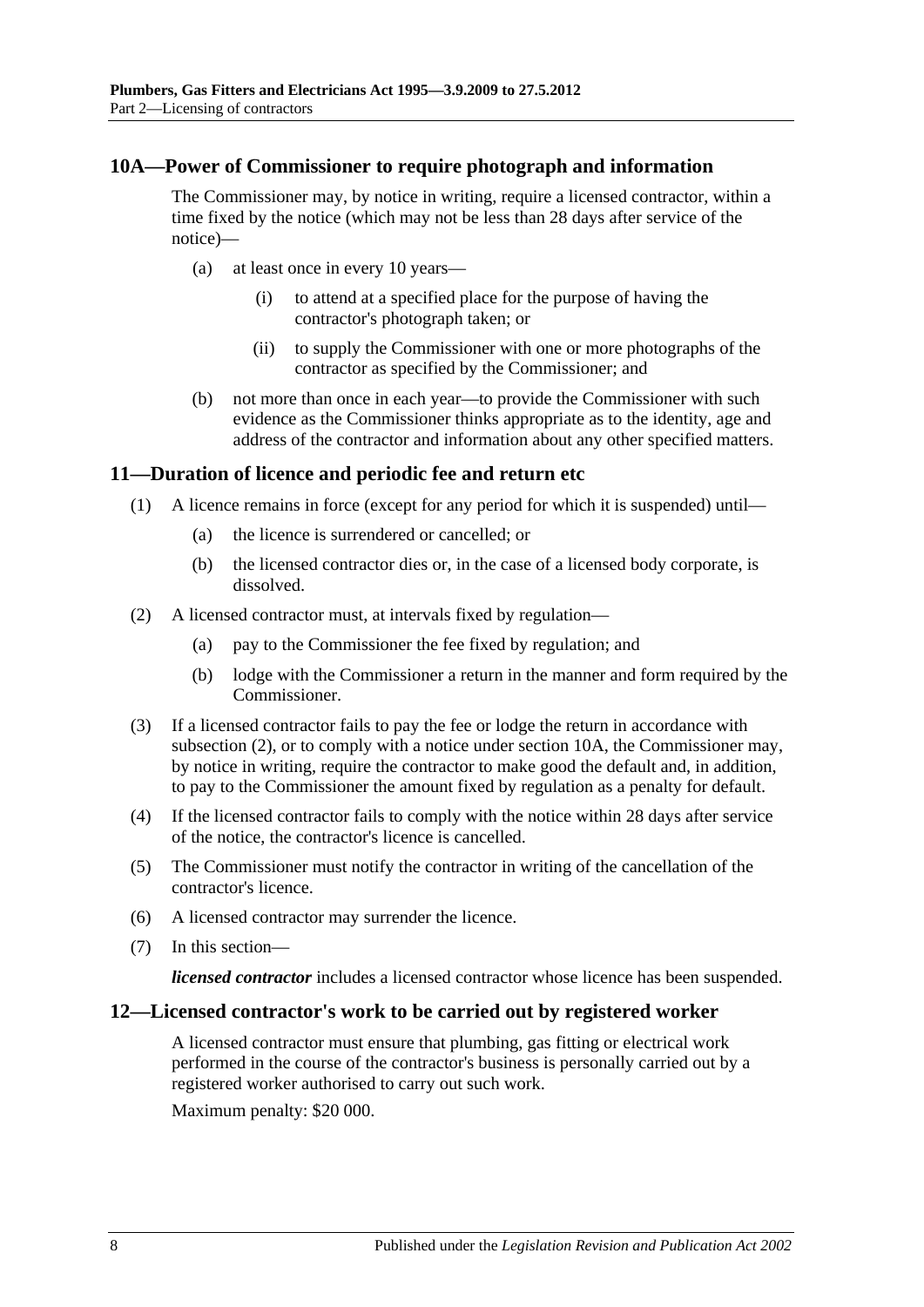## 10A—Power of Commissioner to require photograph and information

The Commissioner may, by notice in writing, require a licensed contractor, within a time fixed by the notice (which may not be less than 28 days after service of the notice)—

(a) at least once in every 10 years—

(i) to attend at a specified place for the purpose of having the contractor's photograph taken; or

(ii) to supply the Commissioner with one or more photographs of the contractor as specified by the Commissioner; and

(b) not more than once in each year—to provide the Commissioner with such evidence as the Commissioner thinks appropriate as to the identity, age and address of the contractor and information about any other specified matters.

## 11—Duration of licence and periodic fee and return etc

(1) A licence remains in force (except for any period for which it is suspended) until—

(a) the licence is surrendered or cancelled; or

(b) the licensed contractor dies or, in the case of a licensed body corporate, is dissolved.

(2) A licensed contractor must, at intervals fixed by regulation—

(a) pay to the Commissioner the fee fixed by regulation; and

(b) lodge with the Commissioner a return in the manner and form required by the Commissioner.

(3) If a licensed contractor fails to pay the fee or lodge the return in accordance with subsection (2), or to comply with a notice under section 10A, the Commissioner may, by notice in writing, require the contractor to make good the default and, in addition, to pay to the Commissioner the amount fixed by regulation as a penalty for default.

(4) If the licensed contractor fails to comply with the notice within 28 days after service of the notice, the contractor's licence is cancelled.

(5) The Commissioner must notify the contractor in writing of the cancellation of the contractor's licence.

(6) A licensed contractor may surrender the licence.

(7) In this section—

***licensed contractor*** includes a licensed contractor whose licence has been suspended.

## 12—Licensed contractor's work to be carried out by registered worker

A licensed contractor must ensure that plumbing, gas fitting or electrical work performed in the course of the contractor's business is personally carried out by a registered worker authorised to carry out such work.

Maximum penalty: $20 000.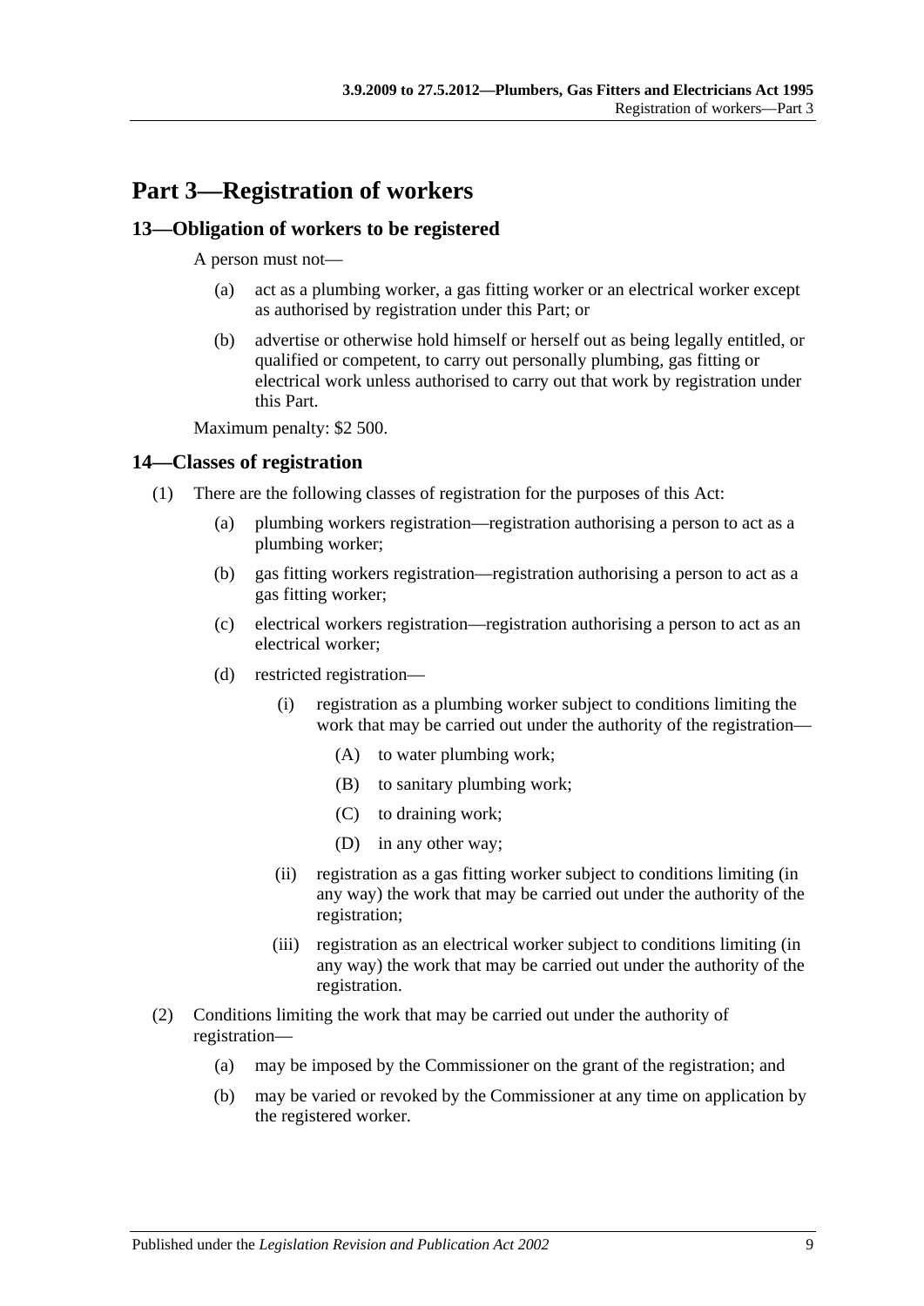# Part 3—Registration of workers

## 13—Obligation of workers to be registered

A person must not—

(a) act as a plumbing worker, a gas fitting worker or an electrical worker except as authorised by registration under this Part; or

(b) advertise or otherwise hold himself or herself out as being legally entitled, or qualified or competent, to carry out personally plumbing, gas fitting or electrical work unless authorised to carry out that work by registration under this Part.

Maximum penalty: $2 500.

## 14—Classes of registration

(1) There are the following classes of registration for the purposes of this Act:

(a) plumbing workers registration—registration authorising a person to act as a plumbing worker;

(b) gas fitting workers registration—registration authorising a person to act as a gas fitting worker;

(c) electrical workers registration—registration authorising a person to act as an electrical worker;

(d) restricted registration—

(i) registration as a plumbing worker subject to conditions limiting the work that may be carried out under the authority of the registration—

(A) to water plumbing work;

(B) to sanitary plumbing work;

(C) to draining work;

(D) in any other way;

(ii) registration as a gas fitting worker subject to conditions limiting (in any way) the work that may be carried out under the authority of the registration;

(iii) registration as an electrical worker subject to conditions limiting (in any way) the work that may be carried out under the authority of the registration.

(2) Conditions limiting the work that may be carried out under the authority of registration—

(a) may be imposed by the Commissioner on the grant of the registration; and

(b) may be varied or revoked by the Commissioner at any time on application by the registered worker.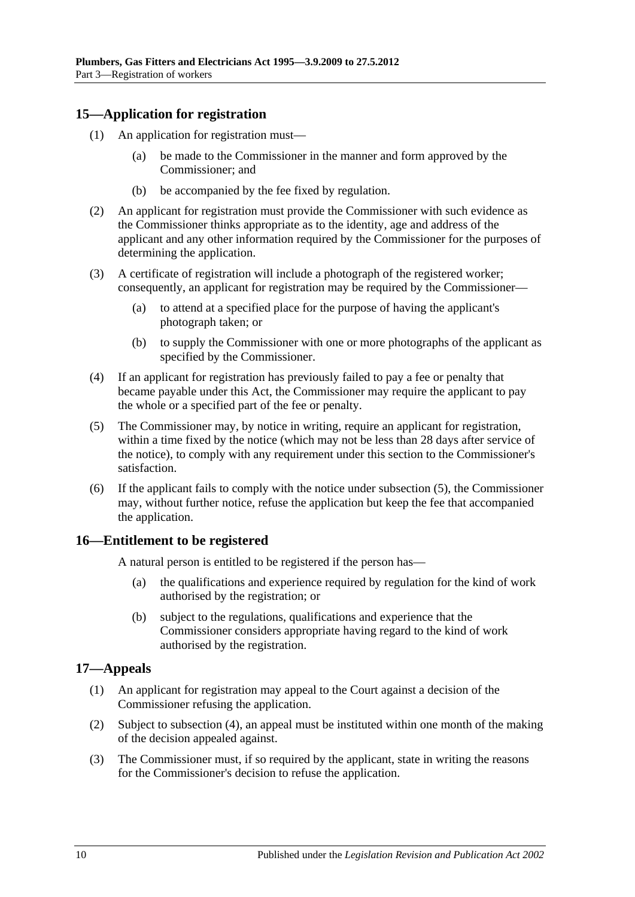## 15—Application for registration

(1) An application for registration must—

(a) be made to the Commissioner in the manner and form approved by the Commissioner; and

(b) be accompanied by the fee fixed by regulation.

(2) An applicant for registration must provide the Commissioner with such evidence as the Commissioner thinks appropriate as to the identity, age and address of the applicant and any other information required by the Commissioner for the purposes of determining the application.

(3) A certificate of registration will include a photograph of the registered worker; consequently, an applicant for registration may be required by the Commissioner—

(a) to attend at a specified place for the purpose of having the applicant's photograph taken; or

(b) to supply the Commissioner with one or more photographs of the applicant as specified by the Commissioner.

(4) If an applicant for registration has previously failed to pay a fee or penalty that became payable under this Act, the Commissioner may require the applicant to pay the whole or a specified part of the fee or penalty.

(5) The Commissioner may, by notice in writing, require an applicant for registration, within a time fixed by the notice (which may not be less than 28 days after service of the notice), to comply with any requirement under this section to the Commissioner's satisfaction.

(6) If the applicant fails to comply with the notice under subsection (5), the Commissioner may, without further notice, refuse the application but keep the fee that accompanied the application.

## 16—Entitlement to be registered

A natural person is entitled to be registered if the person has—

(a) the qualifications and experience required by regulation for the kind of work authorised by the registration; or

(b) subject to the regulations, qualifications and experience that the Commissioner considers appropriate having regard to the kind of work authorised by the registration.

## 17—Appeals

(1) An applicant for registration may appeal to the Court against a decision of the Commissioner refusing the application.

(2) Subject to subsection (4), an appeal must be instituted within one month of the making of the decision appealed against.

(3) The Commissioner must, if so required by the applicant, state in writing the reasons for the Commissioner's decision to refuse the application.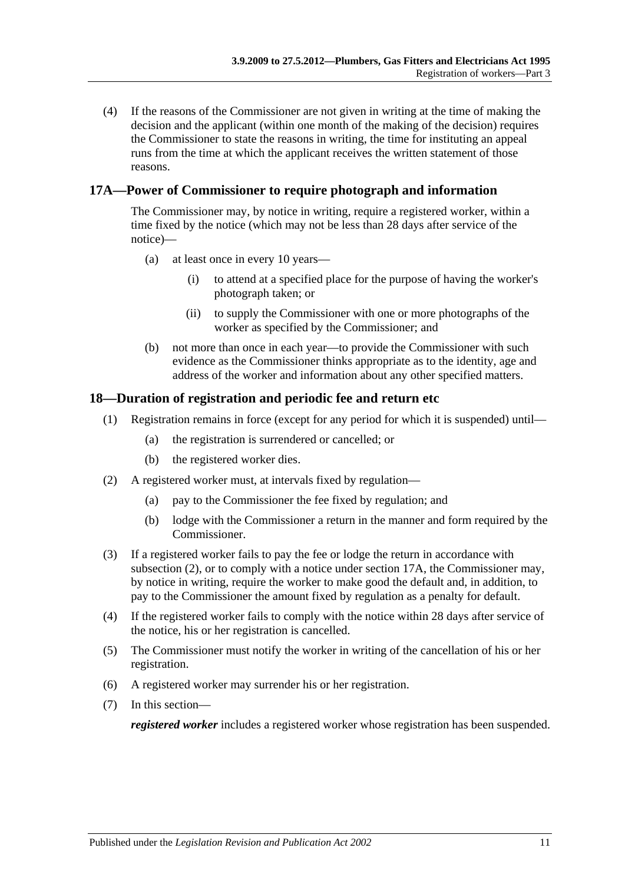(4) If the reasons of the Commissioner are not given in writing at the time of making the decision and the applicant (within one month of the making of the decision) requires the Commissioner to state the reasons in writing, the time for instituting an appeal runs from the time at which the applicant receives the written statement of those reasons.

## 17A—Power of Commissioner to require photograph and information

The Commissioner may, by notice in writing, require a registered worker, within a time fixed by the notice (which may not be less than 28 days after service of the notice)—

- (a) at least once in every 10 years—
  - (i) to attend at a specified place for the purpose of having the worker's photograph taken; or
  - (ii) to supply the Commissioner with one or more photographs of the worker as specified by the Commissioner; and
- (b) not more than once in each year—to provide the Commissioner with such evidence as the Commissioner thinks appropriate as to the identity, age and address of the worker and information about any other specified matters.

## 18—Duration of registration and periodic fee and return etc

(1) Registration remains in force (except for any period for which it is suspended) until—

- (a) the registration is surrendered or cancelled; or
- (b) the registered worker dies.

(2) A registered worker must, at intervals fixed by regulation—

- (a) pay to the Commissioner the fee fixed by regulation; and
- (b) lodge with the Commissioner a return in the manner and form required by the Commissioner.

(3) If a registered worker fails to pay the fee or lodge the return in accordance with subsection (2), or to comply with a notice under section 17A, the Commissioner may, by notice in writing, require the worker to make good the default and, in addition, to pay to the Commissioner the amount fixed by regulation as a penalty for default.

(4) If the registered worker fails to comply with the notice within 28 days after service of the notice, his or her registration is cancelled.

(5) The Commissioner must notify the worker in writing of the cancellation of his or her registration.

(6) A registered worker may surrender his or her registration.

(7) In this section—

***registered worker*** includes a registered worker whose registration has been suspended.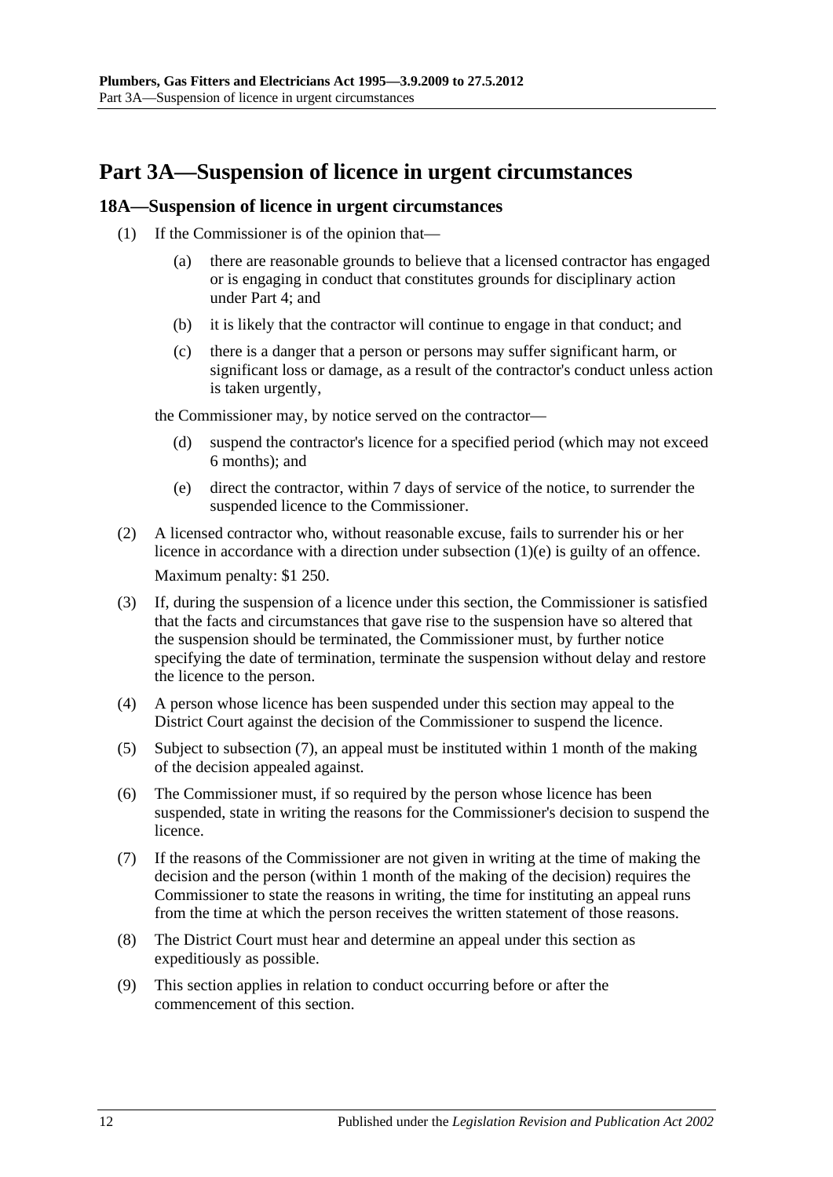# Part 3A—Suspension of licence in urgent circumstances

## 18A—Suspension of licence in urgent circumstances

(1) If the Commissioner is of the opinion that—

  (a) there are reasonable grounds to believe that a licensed contractor has engaged or is engaging in conduct that constitutes grounds for disciplinary action under Part 4; and

  (b) it is likely that the contractor will continue to engage in that conduct; and

  (c) there is a danger that a person or persons may suffer significant harm, or significant loss or damage, as a result of the contractor's conduct unless action is taken urgently,

the Commissioner may, by notice served on the contractor—

  (d) suspend the contractor's licence for a specified period (which may not exceed 6 months); and

  (e) direct the contractor, within 7 days of service of the notice, to surrender the suspended licence to the Commissioner.

(2) A licensed contractor who, without reasonable excuse, fails to surrender his or her licence in accordance with a direction under subsection (1)(e) is guilty of an offence.

Maximum penalty: $1 250.

(3) If, during the suspension of a licence under this section, the Commissioner is satisfied that the facts and circumstances that gave rise to the suspension have so altered that the suspension should be terminated, the Commissioner must, by further notice specifying the date of termination, terminate the suspension without delay and restore the licence to the person.

(4) A person whose licence has been suspended under this section may appeal to the District Court against the decision of the Commissioner to suspend the licence.

(5) Subject to subsection (7), an appeal must be instituted within 1 month of the making of the decision appealed against.

(6) The Commissioner must, if so required by the person whose licence has been suspended, state in writing the reasons for the Commissioner's decision to suspend the licence.

(7) If the reasons of the Commissioner are not given in writing at the time of making the decision and the person (within 1 month of the making of the decision) requires the Commissioner to state the reasons in writing, the time for instituting an appeal runs from the time at which the person receives the written statement of those reasons.

(8) The District Court must hear and determine an appeal under this section as expeditiously as possible.

(9) This section applies in relation to conduct occurring before or after the commencement of this section.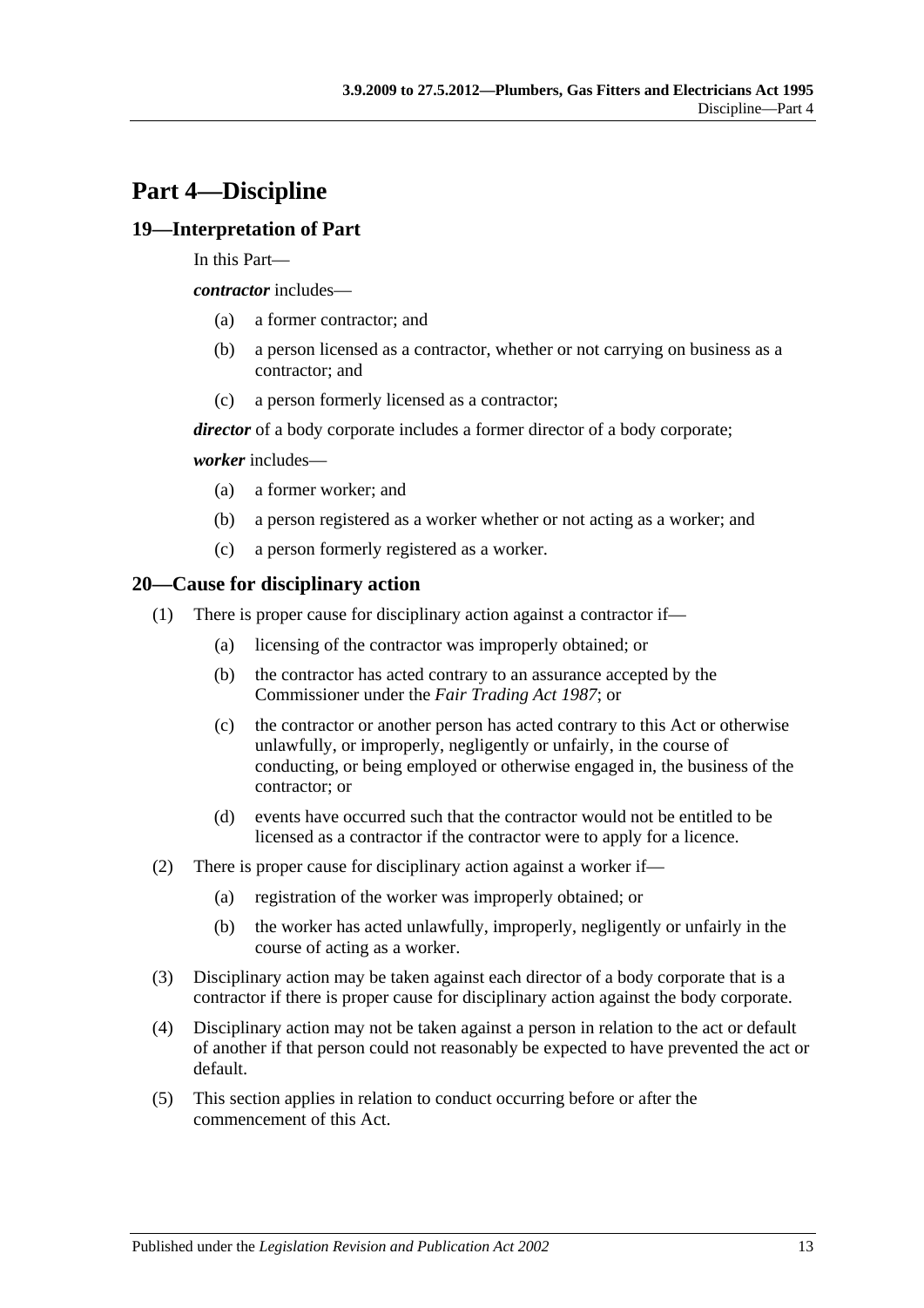# Part 4—Discipline

## 19—Interpretation of Part

In this Part—

***contractor*** includes—

- (a) a former contractor; and
- (b) a person licensed as a contractor, whether or not carrying on business as a contractor; and
- (c) a person formerly licensed as a contractor;

***director*** of a body corporate includes a former director of a body corporate;

***worker*** includes—

- (a) a former worker; and
- (b) a person registered as a worker whether or not acting as a worker; and
- (c) a person formerly registered as a worker.

## 20—Cause for disciplinary action

(1) There is proper cause for disciplinary action against a contractor if—

- (a) licensing of the contractor was improperly obtained; or
- (b) the contractor has acted contrary to an assurance accepted by the Commissioner under the *Fair Trading Act 1987*; or
- (c) the contractor or another person has acted contrary to this Act or otherwise unlawfully, or improperly, negligently or unfairly, in the course of conducting, or being employed or otherwise engaged in, the business of the contractor; or
- (d) events have occurred such that the contractor would not be entitled to be licensed as a contractor if the contractor were to apply for a licence.

(2) There is proper cause for disciplinary action against a worker if—

- (a) registration of the worker was improperly obtained; or
- (b) the worker has acted unlawfully, improperly, negligently or unfairly in the course of acting as a worker.

(3) Disciplinary action may be taken against each director of a body corporate that is a contractor if there is proper cause for disciplinary action against the body corporate.

(4) Disciplinary action may not be taken against a person in relation to the act or default of another if that person could not reasonably be expected to have prevented the act or default.

(5) This section applies in relation to conduct occurring before or after the commencement of this Act.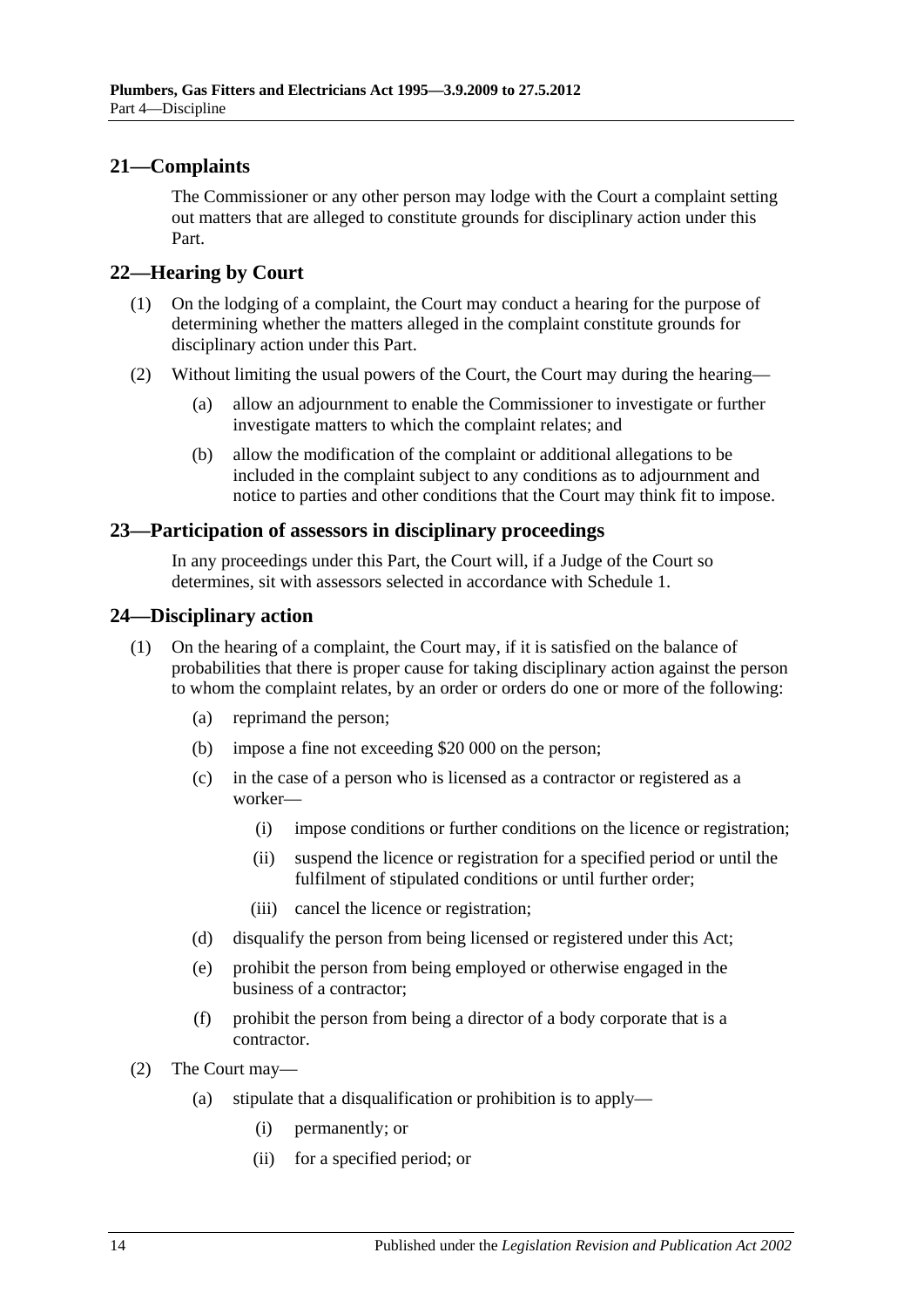## 21—Complaints

The Commissioner or any other person may lodge with the Court a complaint setting out matters that are alleged to constitute grounds for disciplinary action under this Part.

## 22—Hearing by Court

(1) On the lodging of a complaint, the Court may conduct a hearing for the purpose of determining whether the matters alleged in the complaint constitute grounds for disciplinary action under this Part.

(2) Without limiting the usual powers of the Court, the Court may during the hearing—

(a) allow an adjournment to enable the Commissioner to investigate or further investigate matters to which the complaint relates; and

(b) allow the modification of the complaint or additional allegations to be included in the complaint subject to any conditions as to adjournment and notice to parties and other conditions that the Court may think fit to impose.

## 23—Participation of assessors in disciplinary proceedings

In any proceedings under this Part, the Court will, if a Judge of the Court so determines, sit with assessors selected in accordance with Schedule 1.

## 24—Disciplinary action

(1) On the hearing of a complaint, the Court may, if it is satisfied on the balance of probabilities that there is proper cause for taking disciplinary action against the person to whom the complaint relates, by an order or orders do one or more of the following:

(a) reprimand the person;

(b) impose a fine not exceeding $20 000 on the person;

(c) in the case of a person who is licensed as a contractor or registered as a worker—

(i) impose conditions or further conditions on the licence or registration;

(ii) suspend the licence or registration for a specified period or until the fulfilment of stipulated conditions or until further order;

(iii) cancel the licence or registration;

(d) disqualify the person from being licensed or registered under this Act;

(e) prohibit the person from being employed or otherwise engaged in the business of a contractor;

(f) prohibit the person from being a director of a body corporate that is a contractor.

(2) The Court may—

(a) stipulate that a disqualification or prohibition is to apply—

(i) permanently; or

(ii) for a specified period; or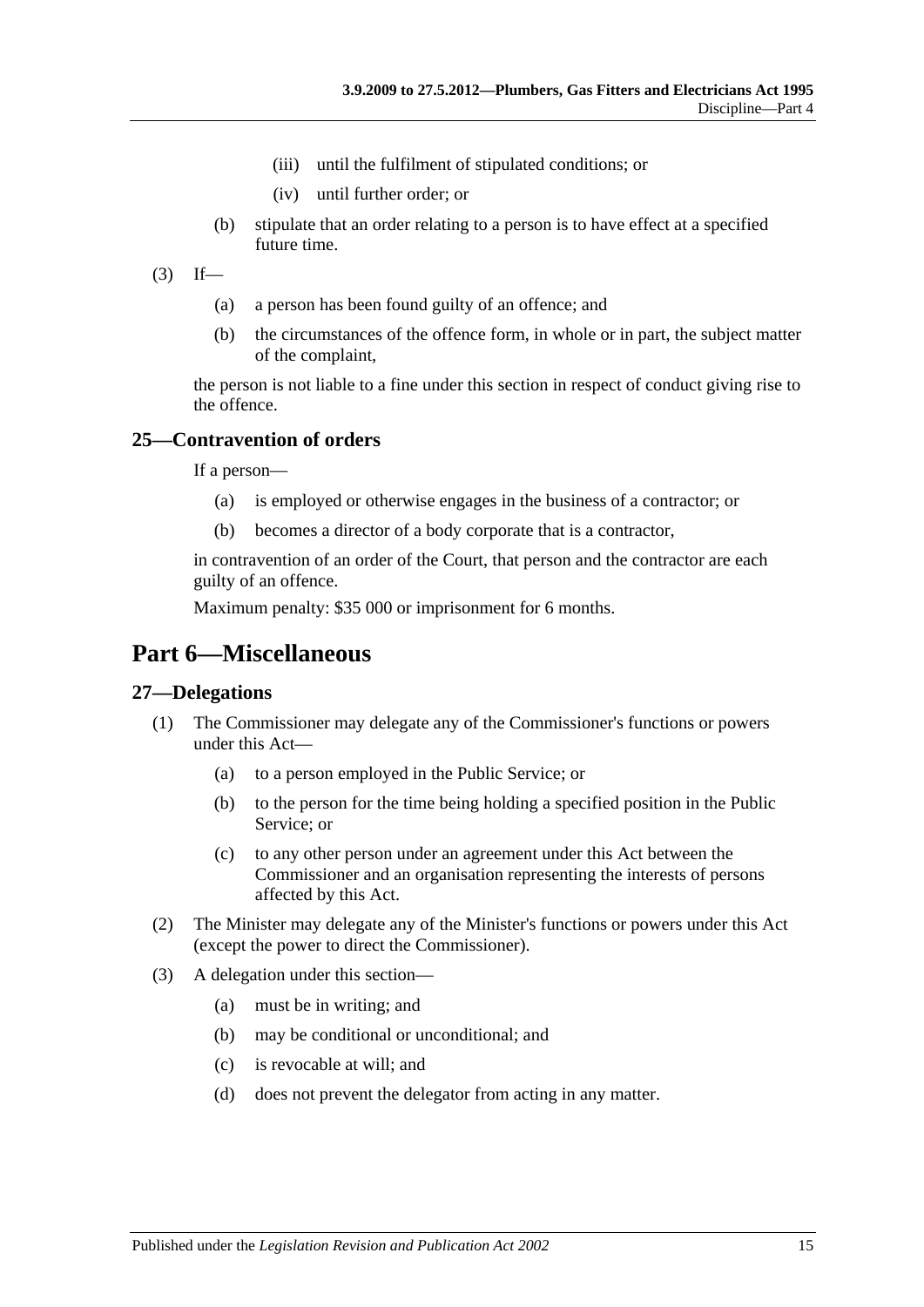(iii) until the fulfilment of stipulated conditions; or

(iv) until further order; or

(b) stipulate that an order relating to a person is to have effect at a specified future time.

(3) If—

(a) a person has been found guilty of an offence; and

(b) the circumstances of the offence form, in whole or in part, the subject matter of the complaint,

the person is not liable to a fine under this section in respect of conduct giving rise to the offence.

### 25—Contravention of orders

If a person—

(a) is employed or otherwise engages in the business of a contractor; or

(b) becomes a director of a body corporate that is a contractor,

in contravention of an order of the Court, that person and the contractor are each guilty of an offence.

Maximum penalty: $35 000 or imprisonment for 6 months.

## Part 6—Miscellaneous

### 27—Delegations

(1) The Commissioner may delegate any of the Commissioner's functions or powers under this Act—

(a) to a person employed in the Public Service; or

(b) to the person for the time being holding a specified position in the Public Service; or

(c) to any other person under an agreement under this Act between the Commissioner and an organisation representing the interests of persons affected by this Act.

(2) The Minister may delegate any of the Minister's functions or powers under this Act (except the power to direct the Commissioner).

(3) A delegation under this section—

(a) must be in writing; and

(b) may be conditional or unconditional; and

(c) is revocable at will; and

(d) does not prevent the delegator from acting in any matter.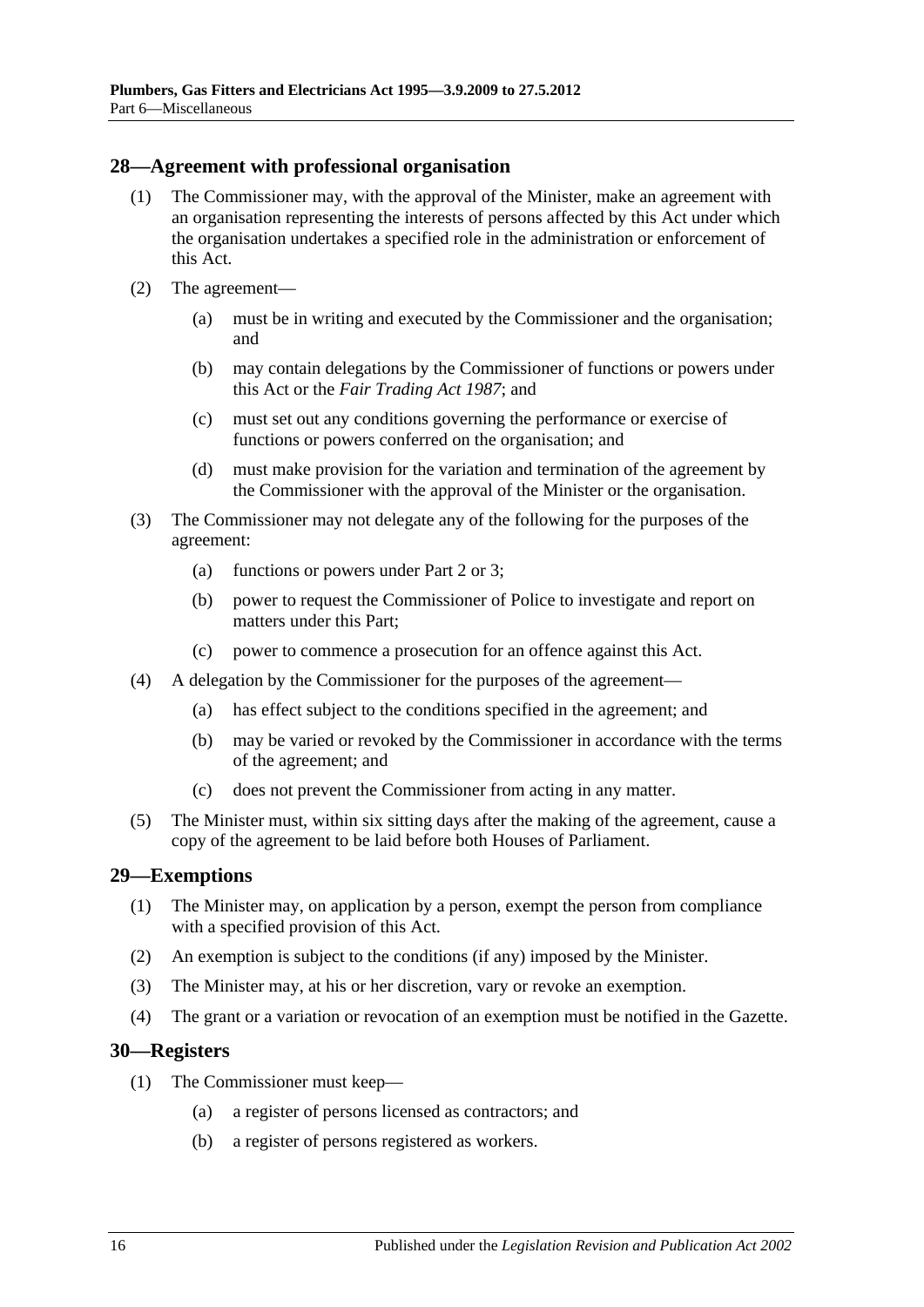## 28—Agreement with professional organisation

(1) The Commissioner may, with the approval of the Minister, make an agreement with an organisation representing the interests of persons affected by this Act under which the organisation undertakes a specified role in the administration or enforcement of this Act.

(2) The agreement—

(a) must be in writing and executed by the Commissioner and the organisation; and

(b) may contain delegations by the Commissioner of functions or powers under this Act or the *Fair Trading Act 1987*; and

(c) must set out any conditions governing the performance or exercise of functions or powers conferred on the organisation; and

(d) must make provision for the variation and termination of the agreement by the Commissioner with the approval of the Minister or the organisation.

(3) The Commissioner may not delegate any of the following for the purposes of the agreement:

(a) functions or powers under Part 2 or 3;

(b) power to request the Commissioner of Police to investigate and report on matters under this Part;

(c) power to commence a prosecution for an offence against this Act.

(4) A delegation by the Commissioner for the purposes of the agreement—

(a) has effect subject to the conditions specified in the agreement; and

(b) may be varied or revoked by the Commissioner in accordance with the terms of the agreement; and

(c) does not prevent the Commissioner from acting in any matter.

(5) The Minister must, within six sitting days after the making of the agreement, cause a copy of the agreement to be laid before both Houses of Parliament.

## 29—Exemptions

(1) The Minister may, on application by a person, exempt the person from compliance with a specified provision of this Act.

(2) An exemption is subject to the conditions (if any) imposed by the Minister.

(3) The Minister may, at his or her discretion, vary or revoke an exemption.

(4) The grant or a variation or revocation of an exemption must be notified in the Gazette.

## 30—Registers

(1) The Commissioner must keep—

(a) a register of persons licensed as contractors; and

(b) a register of persons registered as workers.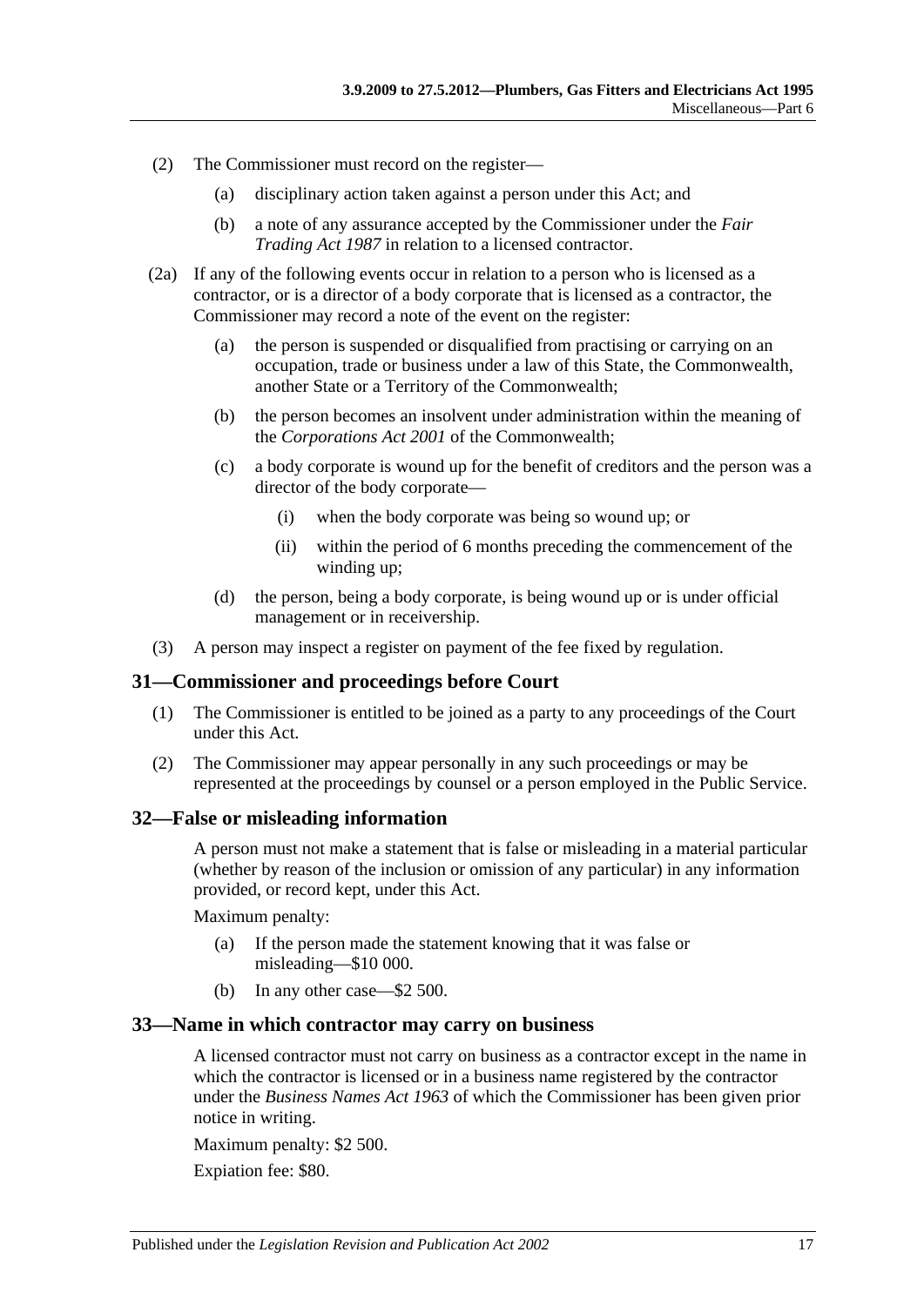(2) The Commissioner must record on the register—

(a) disciplinary action taken against a person under this Act; and

(b) a note of any assurance accepted by the Commissioner under the *Fair Trading Act 1987* in relation to a licensed contractor.

(2a) If any of the following events occur in relation to a person who is licensed as a contractor, or is a director of a body corporate that is licensed as a contractor, the Commissioner may record a note of the event on the register:

(a) the person is suspended or disqualified from practising or carrying on an occupation, trade or business under a law of this State, the Commonwealth, another State or a Territory of the Commonwealth;

(b) the person becomes an insolvent under administration within the meaning of the *Corporations Act 2001* of the Commonwealth;

(c) a body corporate is wound up for the benefit of creditors and the person was a director of the body corporate—

(i) when the body corporate was being so wound up; or

(ii) within the period of 6 months preceding the commencement of the winding up;

(d) the person, being a body corporate, is being wound up or is under official management or in receivership.

(3) A person may inspect a register on payment of the fee fixed by regulation.

## 31—Commissioner and proceedings before Court

(1) The Commissioner is entitled to be joined as a party to any proceedings of the Court under this Act.

(2) The Commissioner may appear personally in any such proceedings or may be represented at the proceedings by counsel or a person employed in the Public Service.

## 32—False or misleading information

A person must not make a statement that is false or misleading in a material particular (whether by reason of the inclusion or omission of any particular) in any information provided, or record kept, under this Act.

Maximum penalty:

(a) If the person made the statement knowing that it was false or misleading—$10 000.

(b) In any other case—$2 500.

## 33—Name in which contractor may carry on business

A licensed contractor must not carry on business as a contractor except in the name in which the contractor is licensed or in a business name registered by the contractor under the *Business Names Act 1963* of which the Commissioner has been given prior notice in writing.

Maximum penalty: $2 500.

Expiation fee: $80.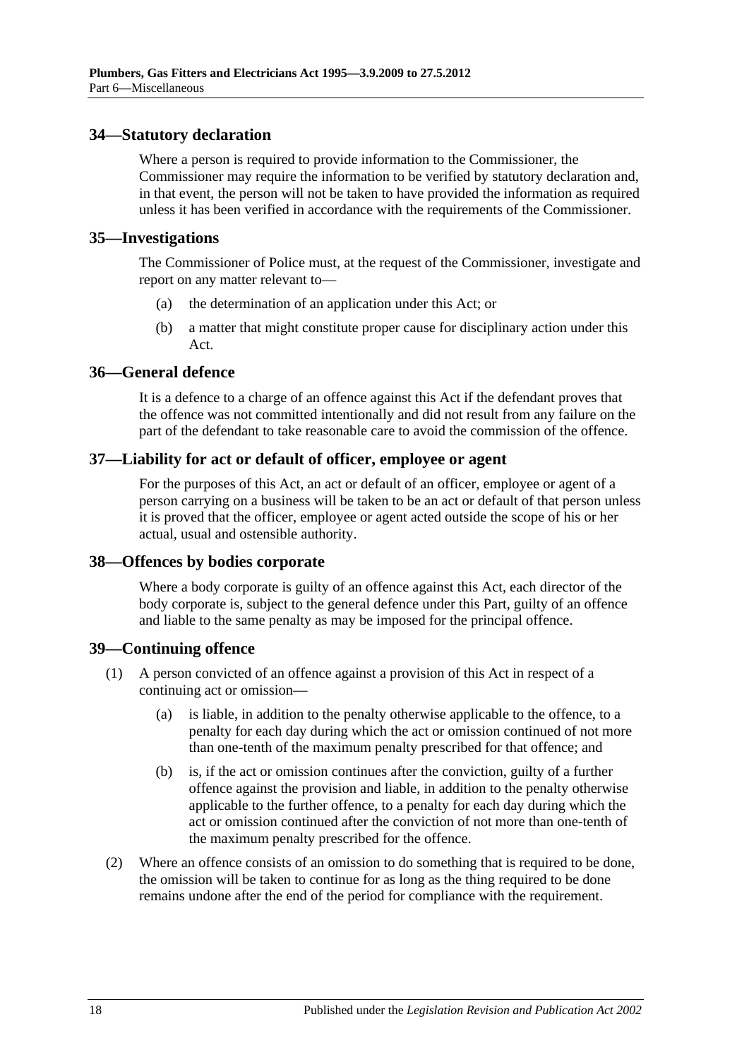## 34—Statutory declaration

Where a person is required to provide information to the Commissioner, the Commissioner may require the information to be verified by statutory declaration and, in that event, the person will not be taken to have provided the information as required unless it has been verified in accordance with the requirements of the Commissioner.

## 35—Investigations

The Commissioner of Police must, at the request of the Commissioner, investigate and report on any matter relevant to—

(a) the determination of an application under this Act; or

(b) a matter that might constitute proper cause for disciplinary action under this Act.

## 36—General defence

It is a defence to a charge of an offence against this Act if the defendant proves that the offence was not committed intentionally and did not result from any failure on the part of the defendant to take reasonable care to avoid the commission of the offence.

## 37—Liability for act or default of officer, employee or agent

For the purposes of this Act, an act or default of an officer, employee or agent of a person carrying on a business will be taken to be an act or default of that person unless it is proved that the officer, employee or agent acted outside the scope of his or her actual, usual and ostensible authority.

## 38—Offences by bodies corporate

Where a body corporate is guilty of an offence against this Act, each director of the body corporate is, subject to the general defence under this Part, guilty of an offence and liable to the same penalty as may be imposed for the principal offence.

## 39—Continuing offence

(1) A person convicted of an offence against a provision of this Act in respect of a continuing act or omission—

(a) is liable, in addition to the penalty otherwise applicable to the offence, to a penalty for each day during which the act or omission continued of not more than one-tenth of the maximum penalty prescribed for that offence; and

(b) is, if the act or omission continues after the conviction, guilty of a further offence against the provision and liable, in addition to the penalty otherwise applicable to the further offence, to a penalty for each day during which the act or omission continued after the conviction of not more than one-tenth of the maximum penalty prescribed for the offence.

(2) Where an offence consists of an omission to do something that is required to be done, the omission will be taken to continue for as long as the thing required to be done remains undone after the end of the period for compliance with the requirement.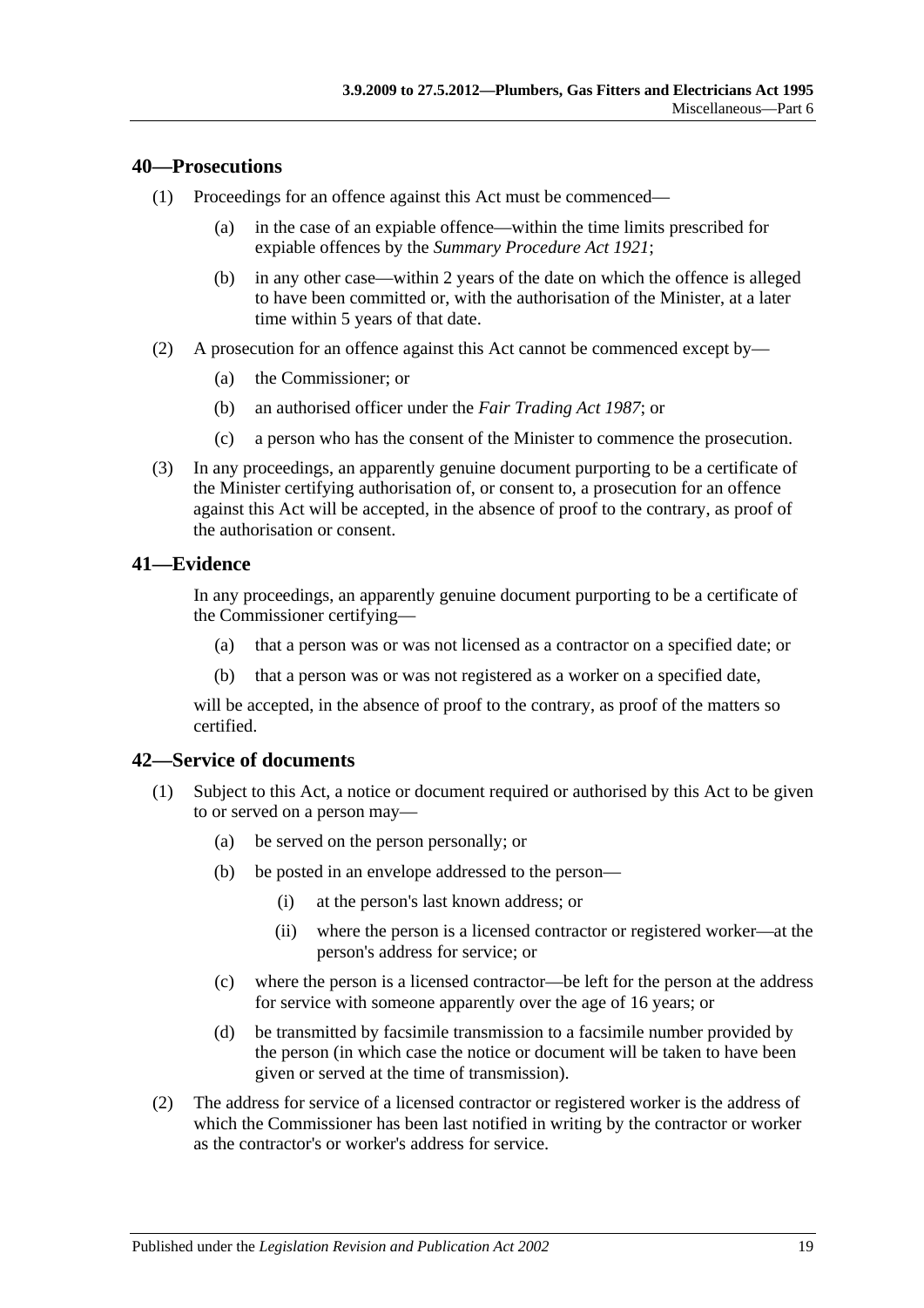## 40—Prosecutions

(1) Proceedings for an offence against this Act must be commenced—

(a) in the case of an expiable offence—within the time limits prescribed for expiable offences by the *Summary Procedure Act 1921*;

(b) in any other case—within 2 years of the date on which the offence is alleged to have been committed or, with the authorisation of the Minister, at a later time within 5 years of that date.

(2) A prosecution for an offence against this Act cannot be commenced except by—

(a) the Commissioner; or

(b) an authorised officer under the *Fair Trading Act 1987*; or

(c) a person who has the consent of the Minister to commence the prosecution.

(3) In any proceedings, an apparently genuine document purporting to be a certificate of the Minister certifying authorisation of, or consent to, a prosecution for an offence against this Act will be accepted, in the absence of proof to the contrary, as proof of the authorisation or consent.

## 41—Evidence

In any proceedings, an apparently genuine document purporting to be a certificate of the Commissioner certifying—

(a) that a person was or was not licensed as a contractor on a specified date; or

(b) that a person was or was not registered as a worker on a specified date,

will be accepted, in the absence of proof to the contrary, as proof of the matters so certified.

## 42—Service of documents

(1) Subject to this Act, a notice or document required or authorised by this Act to be given to or served on a person may—

(a) be served on the person personally; or

(b) be posted in an envelope addressed to the person—

(i) at the person's last known address; or

(ii) where the person is a licensed contractor or registered worker—at the person's address for service; or

(c) where the person is a licensed contractor—be left for the person at the address for service with someone apparently over the age of 16 years; or

(d) be transmitted by facsimile transmission to a facsimile number provided by the person (in which case the notice or document will be taken to have been given or served at the time of transmission).

(2) The address for service of a licensed contractor or registered worker is the address of which the Commissioner has been last notified in writing by the contractor or worker as the contractor's or worker's address for service.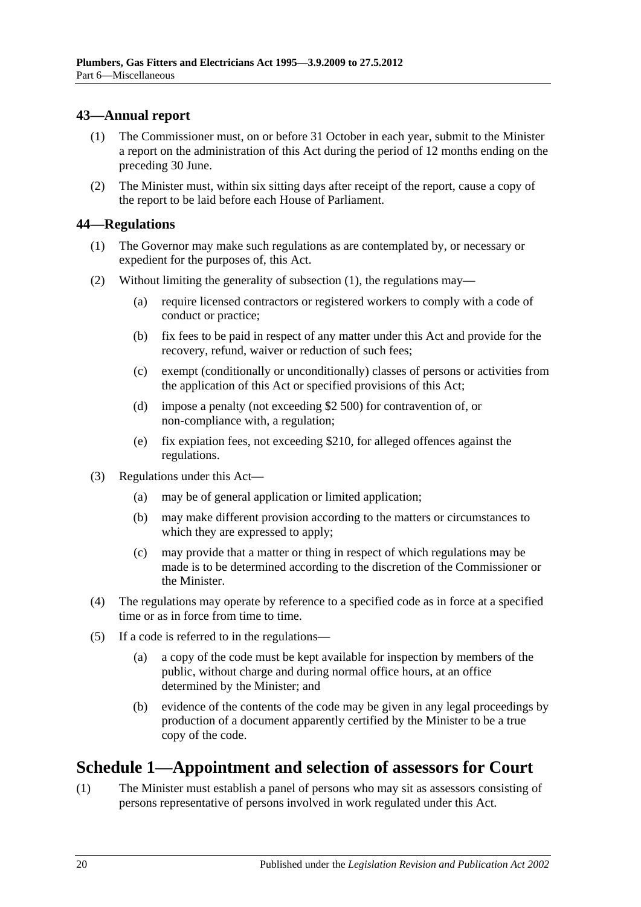## 43—Annual report

(1) The Commissioner must, on or before 31 October in each year, submit to the Minister a report on the administration of this Act during the period of 12 months ending on the preceding 30 June.

(2) The Minister must, within six sitting days after receipt of the report, cause a copy of the report to be laid before each House of Parliament.

## 44—Regulations

(1) The Governor may make such regulations as are contemplated by, or necessary or expedient for the purposes of, this Act.

(2) Without limiting the generality of subsection (1), the regulations may—

   (a) require licensed contractors or registered workers to comply with a code of conduct or practice;

   (b) fix fees to be paid in respect of any matter under this Act and provide for the recovery, refund, waiver or reduction of such fees;

   (c) exempt (conditionally or unconditionally) classes of persons or activities from the application of this Act or specified provisions of this Act;

   (d) impose a penalty (not exceeding $2 500) for contravention of, or non-compliance with, a regulation;

   (e) fix expiation fees, not exceeding $210, for alleged offences against the regulations.

(3) Regulations under this Act—

   (a) may be of general application or limited application;

   (b) may make different provision according to the matters or circumstances to which they are expressed to apply;

   (c) may provide that a matter or thing in respect of which regulations may be made is to be determined according to the discretion of the Commissioner or the Minister.

(4) The regulations may operate by reference to a specified code as in force at a specified time or as in force from time to time.

(5) If a code is referred to in the regulations—

   (a) a copy of the code must be kept available for inspection by members of the public, without charge and during normal office hours, at an office determined by the Minister; and

   (b) evidence of the contents of the code may be given in any legal proceedings by production of a document apparently certified by the Minister to be a true copy of the code.

# Schedule 1—Appointment and selection of assessors for Court

(1) The Minister must establish a panel of persons who may sit as assessors consisting of persons representative of persons involved in work regulated under this Act.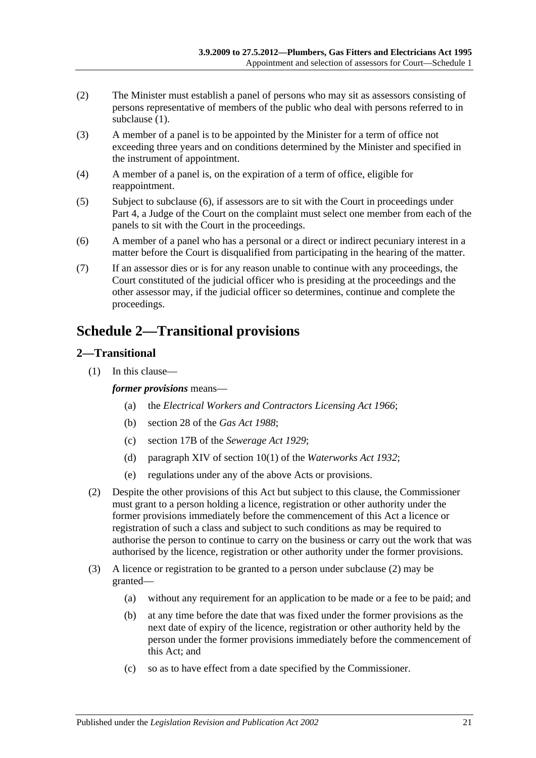(2) The Minister must establish a panel of persons who may sit as assessors consisting of persons representative of members of the public who deal with persons referred to in subclause (1).

(3) A member of a panel is to be appointed by the Minister for a term of office not exceeding three years and on conditions determined by the Minister and specified in the instrument of appointment.

(4) A member of a panel is, on the expiration of a term of office, eligible for reappointment.

(5) Subject to subclause (6), if assessors are to sit with the Court in proceedings under Part 4, a Judge of the Court on the complaint must select one member from each of the panels to sit with the Court in the proceedings.

(6) A member of a panel who has a personal or a direct or indirect pecuniary interest in a matter before the Court is disqualified from participating in the hearing of the matter.

(7) If an assessor dies or is for any reason unable to continue with any proceedings, the Court constituted of the judicial officer who is presiding at the proceedings and the other assessor may, if the judicial officer so determines, continue and complete the proceedings.

# Schedule 2—Transitional provisions

## 2—Transitional

(1) In this clause—

***former provisions*** means—

- (a) the *Electrical Workers and Contractors Licensing Act 1966*;
- (b) section 28 of the *Gas Act 1988*;
- (c) section 17B of the *Sewerage Act 1929*;
- (d) paragraph XIV of section 10(1) of the *Waterworks Act 1932*;
- (e) regulations under any of the above Acts or provisions.

(2) Despite the other provisions of this Act but subject to this clause, the Commissioner must grant to a person holding a licence, registration or other authority under the former provisions immediately before the commencement of this Act a licence or registration of such a class and subject to such conditions as may be required to authorise the person to continue to carry on the business or carry out the work that was authorised by the licence, registration or other authority under the former provisions.

(3) A licence or registration to be granted to a person under subclause (2) may be granted—

- (a) without any requirement for an application to be made or a fee to be paid; and
- (b) at any time before the date that was fixed under the former provisions as the next date of expiry of the licence, registration or other authority held by the person under the former provisions immediately before the commencement of this Act; and
- (c) so as to have effect from a date specified by the Commissioner.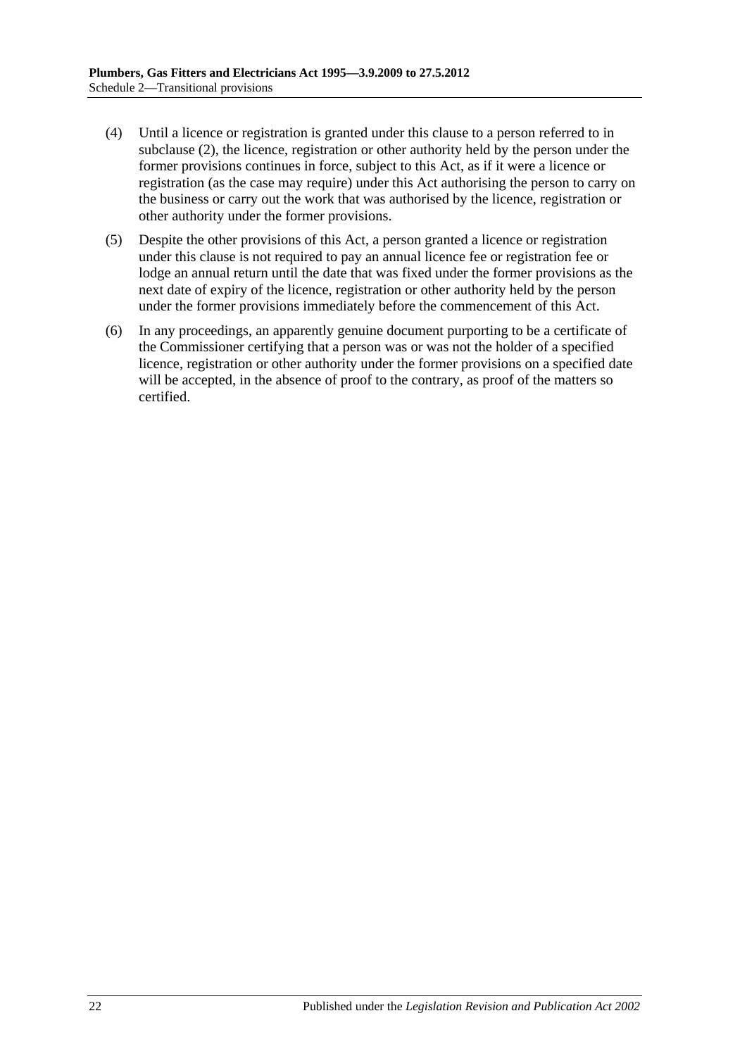(4) Until a licence or registration is granted under this clause to a person referred to in subclause (2), the licence, registration or other authority held by the person under the former provisions continues in force, subject to this Act, as if it were a licence or registration (as the case may require) under this Act authorising the person to carry on the business or carry out the work that was authorised by the licence, registration or other authority under the former provisions.

(5) Despite the other provisions of this Act, a person granted a licence or registration under this clause is not required to pay an annual licence fee or registration fee or lodge an annual return until the date that was fixed under the former provisions as the next date of expiry of the licence, registration or other authority held by the person under the former provisions immediately before the commencement of this Act.

(6) In any proceedings, an apparently genuine document purporting to be a certificate of the Commissioner certifying that a person was or was not the holder of a specified licence, registration or other authority under the former provisions on a specified date will be accepted, in the absence of proof to the contrary, as proof of the matters so certified.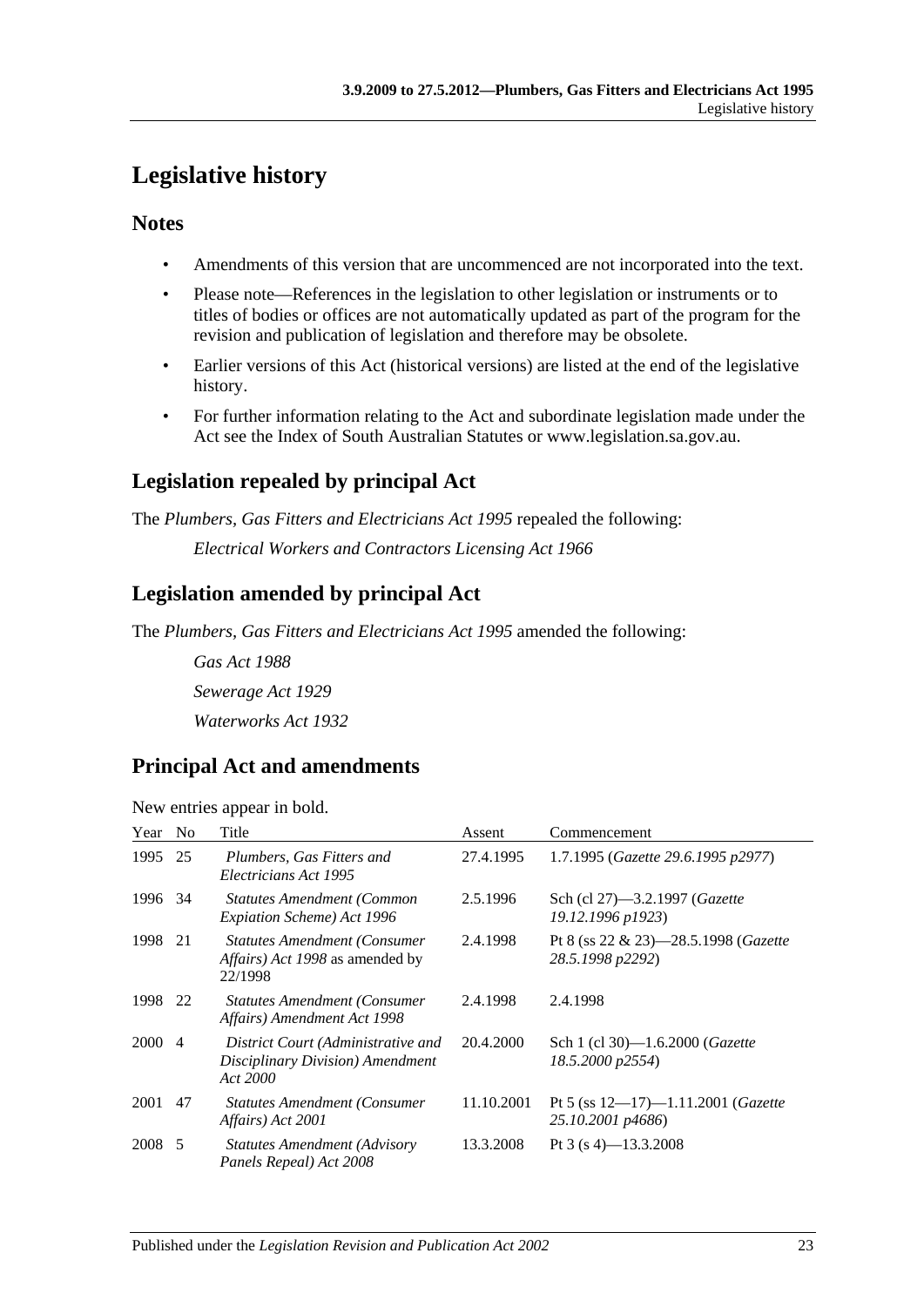# Legislative history

## Notes

- Amendments of this version that are uncommenced are not incorporated into the text.
- Please note—References in the legislation to other legislation or instruments or to titles of bodies or offices are not automatically updated as part of the program for the revision and publication of legislation and therefore may be obsolete.
- Earlier versions of this Act (historical versions) are listed at the end of the legislative history.
- For further information relating to the Act and subordinate legislation made under the Act see the Index of South Australian Statutes or www.legislation.sa.gov.au.

## Legislation repealed by principal Act

The *Plumbers, Gas Fitters and Electricians Act 1995* repealed the following:

*Electrical Workers and Contractors Licensing Act 1966*

## Legislation amended by principal Act

The *Plumbers, Gas Fitters and Electricians Act 1995* amended the following:

*Gas Act 1988*

*Sewerage Act 1929*

*Waterworks Act 1932*

## Principal Act and amendments

New entries appear in bold.

| Year | No | Title | Assent | Commencement |
|---|---|---|---|---|
| 1995 | 25 | *Plumbers, Gas Fitters and Electricians Act 1995* | 27.4.1995 | 1.7.1995 (*Gazette 29.6.1995 p2977*) |
| 1996 | 34 | *Statutes Amendment (Common Expiation Scheme) Act 1996* | 2.5.1996 | Sch (cl 27)—3.2.1997 (*Gazette 19.12.1996 p1923*) |
| 1998 | 21 | *Statutes Amendment (Consumer Affairs) Act 1998* as amended by 22/1998 | 2.4.1998 | Pt 8 (ss 22 & 23)—28.5.1998 (*Gazette 28.5.1998 p2292*) |
| 1998 | 22 | *Statutes Amendment (Consumer Affairs) Amendment Act 1998* | 2.4.1998 | 2.4.1998 |
| 2000 | 4 | *District Court (Administrative and Disciplinary Division) Amendment Act 2000* | 20.4.2000 | Sch 1 (cl 30)—1.6.2000 (*Gazette 18.5.2000 p2554*) |
| 2001 | 47 | *Statutes Amendment (Consumer Affairs) Act 2001* | 11.10.2001 | Pt 5 (ss 12—17)—1.11.2001 (*Gazette 25.10.2001 p4686*) |
| 2008 | 5 | *Statutes Amendment (Advisory Panels Repeal) Act 2008* | 13.3.2008 | Pt 3 (s 4)—13.3.2008 |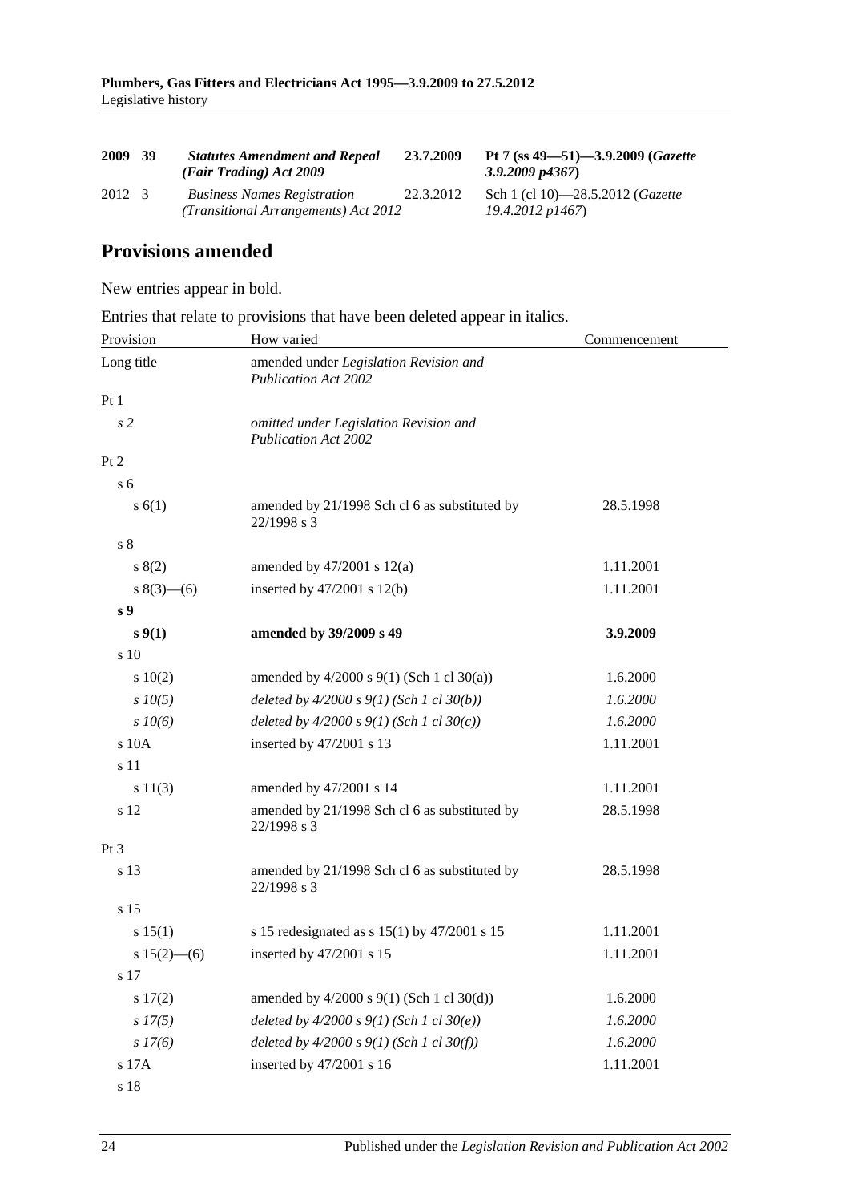| | | | | |
|---|---|---|---|---|
| **2009** | **39** | ***Statutes Amendment and Repeal (Fair Trading) Act 2009*** | **23.7.2009** | **Pt 7 (ss 49—51)—3.9.2009 (*Gazette 3.9.2009 p4367*)** |
| 2012 | 3 | *Business Names Registration (Transitional Arrangements) Act 2012* | 22.3.2012 | Sch 1 (cl 10)—28.5.2012 (*Gazette 19.4.2012 p1467*) |

## Provisions amended

New entries appear in bold.

Entries that relate to provisions that have been deleted appear in italics.

| Provision | How varied | Commencement |
|---|---|---|
| Long title | amended under *Legislation Revision and Publication Act 2002* | |
| Pt 1 | | |
| *s 2* | *omitted under Legislation Revision and Publication Act 2002* | |
| Pt 2 | | |
| s 6 | | |
| s 6(1) | amended by 21/1998 Sch cl 6 as substituted by 22/1998 s 3 | 28.5.1998 |
| s 8 | | |
| s 8(2) | amended by 47/2001 s 12(a) | 1.11.2001 |
| s 8(3)—(6) | inserted by 47/2001 s 12(b) | 1.11.2001 |
| **s 9** | | |
| **s 9(1)** | **amended by 39/2009 s 49** | **3.9.2009** |
| s 10 | | |
| s 10(2) | amended by 4/2000 s 9(1) (Sch 1 cl 30(a)) | 1.6.2000 |
| *s 10(5)* | *deleted by 4/2000 s 9(1) (Sch 1 cl 30(b))* | *1.6.2000* |
| *s 10(6)* | *deleted by 4/2000 s 9(1) (Sch 1 cl 30(c))* | *1.6.2000* |
| s 10A | inserted by 47/2001 s 13 | 1.11.2001 |
| s 11 | | |
| s 11(3) | amended by 47/2001 s 14 | 1.11.2001 |
| s 12 | amended by 21/1998 Sch cl 6 as substituted by 22/1998 s 3 | 28.5.1998 |
| Pt 3 | | |
| s 13 | amended by 21/1998 Sch cl 6 as substituted by 22/1998 s 3 | 28.5.1998 |
| s 15 | | |
| s 15(1) | s 15 redesignated as s 15(1) by 47/2001 s 15 | 1.11.2001 |
| s 15(2)—(6) | inserted by 47/2001 s 15 | 1.11.2001 |
| s 17 | | |
| s 17(2) | amended by 4/2000 s 9(1) (Sch 1 cl 30(d)) | 1.6.2000 |
| *s 17(5)* | *deleted by 4/2000 s 9(1) (Sch 1 cl 30(e))* | *1.6.2000* |
| *s 17(6)* | *deleted by 4/2000 s 9(1) (Sch 1 cl 30(f))* | *1.6.2000* |
| s 17A | inserted by 47/2001 s 16 | 1.11.2001 |
| s 18 | | |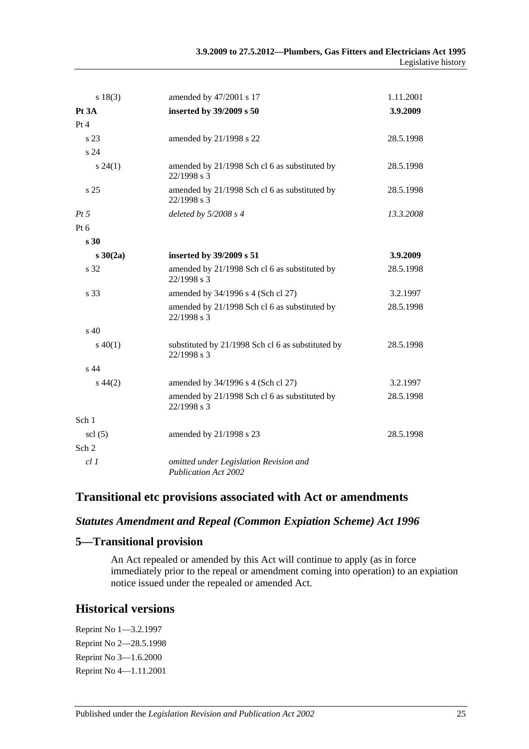| | | |
|---|---|---|
| s 18(3) | amended by 47/2001 s 17 | 1.11.2001 |
| **Pt 3A** | **inserted by 39/2009 s 50** | **3.9.2009** |
| Pt 4 | | |
| s 23 | amended by 21/1998 s 22 | 28.5.1998 |
| s 24 | | |
| s 24(1) | amended by 21/1998 Sch cl 6 as substituted by 22/1998 s 3 | 28.5.1998 |
| s 25 | amended by 21/1998 Sch cl 6 as substituted by 22/1998 s 3 | 28.5.1998 |
| *Pt 5* | *deleted by 5/2008 s 4* | *13.3.2008* |
| Pt 6 | | |
| **s 30** | | |
| **s 30(2a)** | **inserted by 39/2009 s 51** | **3.9.2009** |
| s 32 | amended by 21/1998 Sch cl 6 as substituted by 22/1998 s 3 | 28.5.1998 |
| s 33 | amended by 34/1996 s 4 (Sch cl 27) | 3.2.1997 |
| | amended by 21/1998 Sch cl 6 as substituted by 22/1998 s 3 | 28.5.1998 |
| s 40 | | |
| s 40(1) | substituted by 21/1998 Sch cl 6 as substituted by 22/1998 s 3 | 28.5.1998 |
| s 44 | | |
| s 44(2) | amended by 34/1996 s 4 (Sch cl 27) | 3.2.1997 |
| | amended by 21/1998 Sch cl 6 as substituted by 22/1998 s 3 | 28.5.1998 |
| Sch 1 | | |
| scl (5) | amended by 21/1998 s 23 | 28.5.1998 |
| Sch 2 | | |
| *cl 1* | *omitted under Legislation Revision and Publication Act 2002* | |

## Transitional etc provisions associated with Act or amendments

### *Statutes Amendment and Repeal (Common Expiation Scheme) Act 1996*

### 5—Transitional provision

An Act repealed or amended by this Act will continue to apply (as in force immediately prior to the repeal or amendment coming into operation) to an expiation notice issued under the repealed or amended Act.

## Historical versions

Reprint No 1—3.2.1997

Reprint No 2—28.5.1998

Reprint No 3—1.6.2000

Reprint No 4—1.11.2001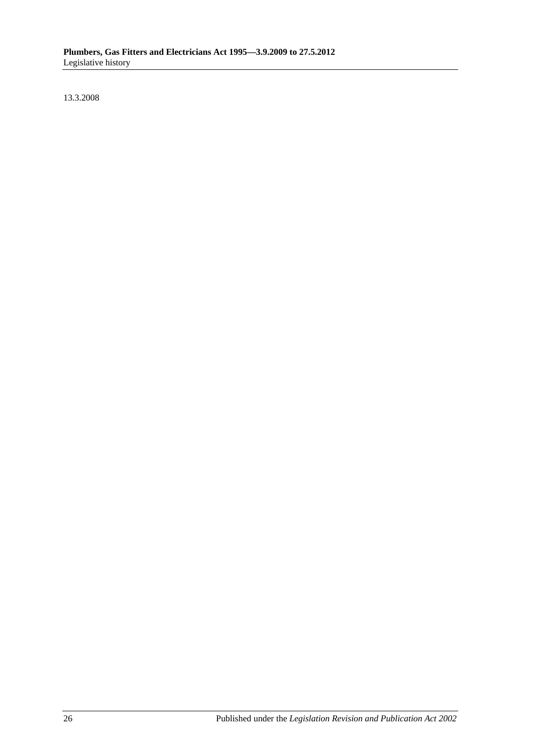13.3.2008